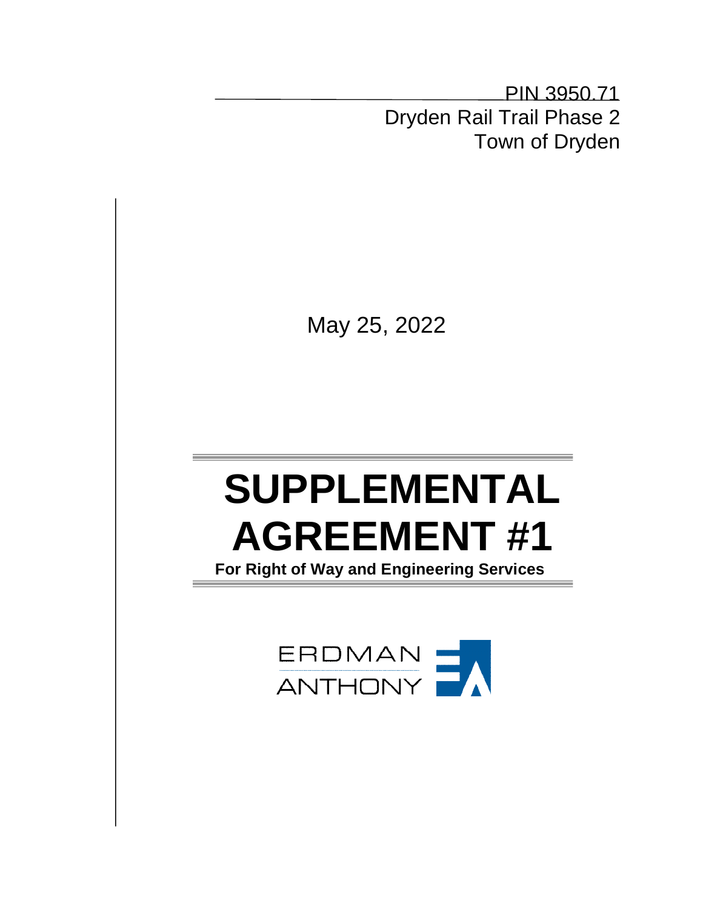PIN 3950.71
Dryden Rail Trail Phase 2
Town of Dryden

May 25, 2022

# SUPPLEMENTAL AGREEMENT #1

**For Right of Way and Engineering Services**

ERDMAN ANTHONY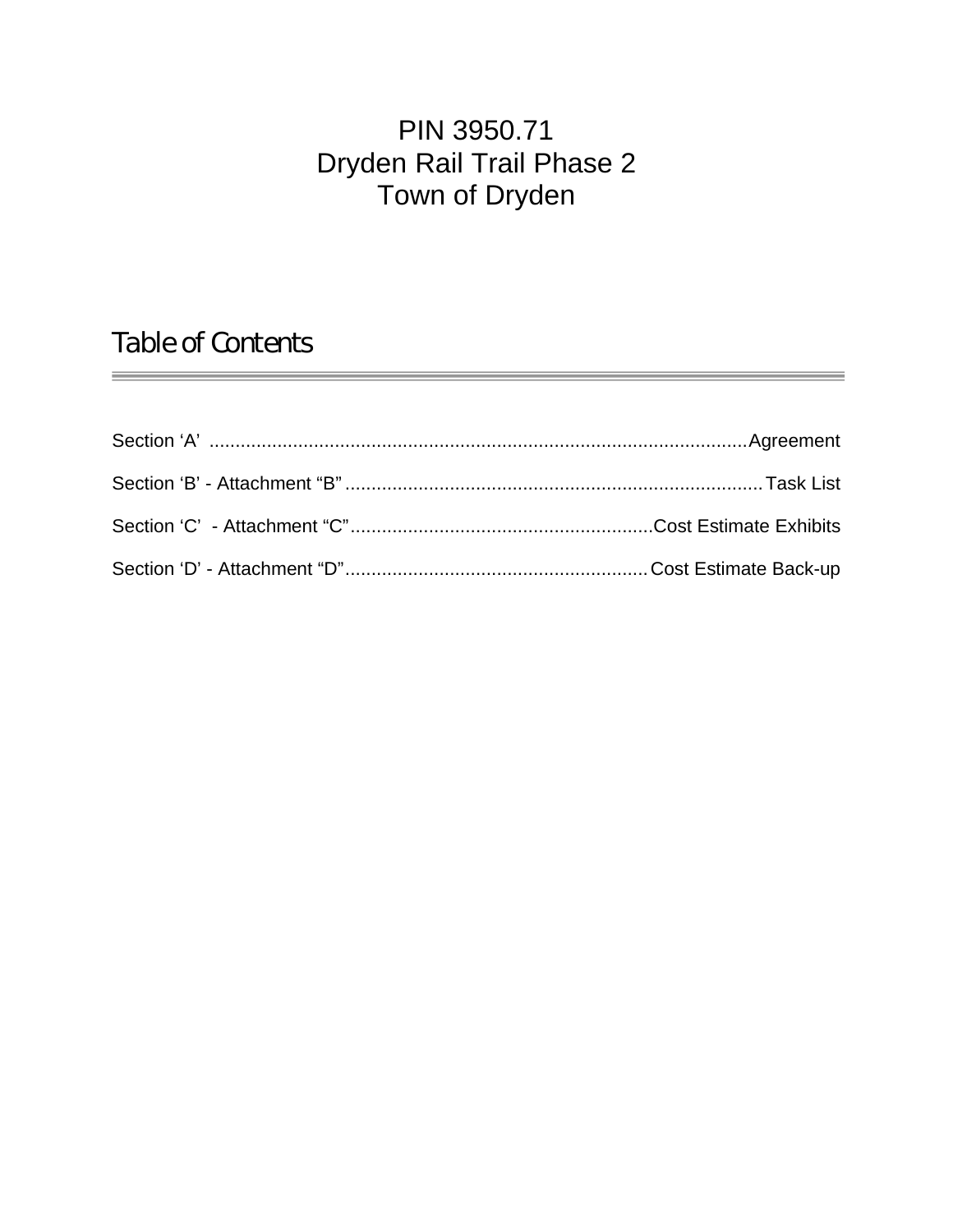# PIN 3950.71
# Dryden Rail Trail Phase 2
# Town of Dryden

## Table of Contents

Section 'A' .......................................................................................................Agreement

Section 'B' - Attachment "B" ................................................................................Task List

Section 'C' - Attachment "C"..........................................................Cost Estimate Exhibits

Section 'D' - Attachment "D"..........................................................Cost Estimate Back-up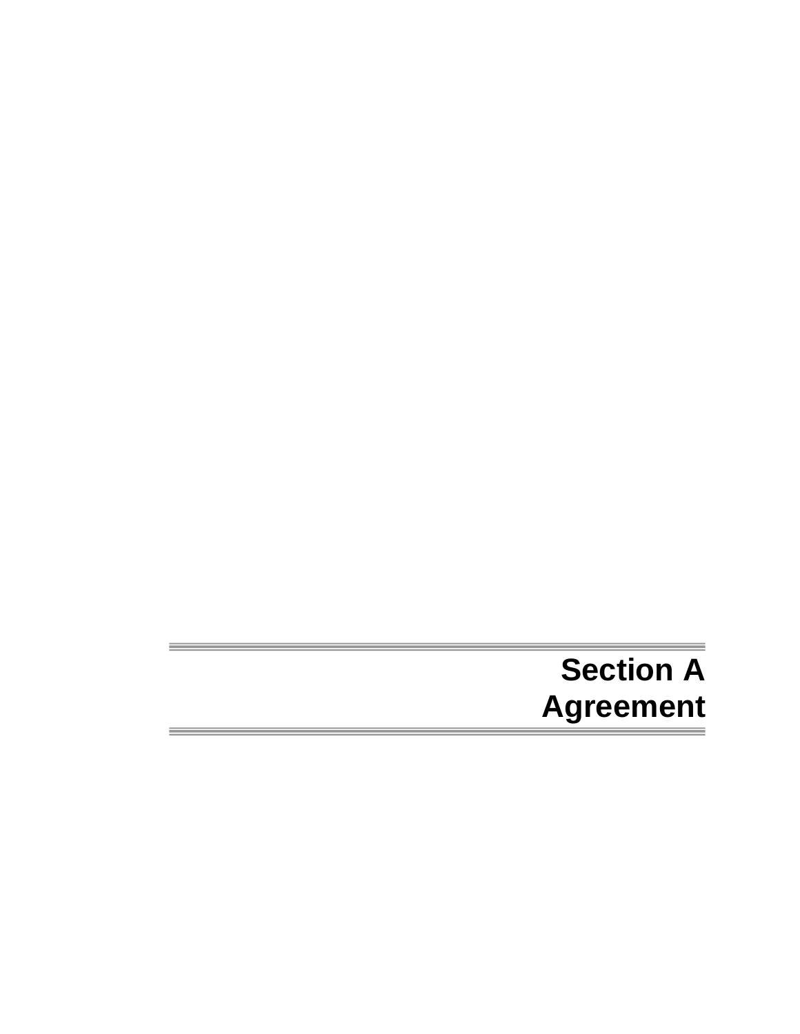# Section A
# Agreement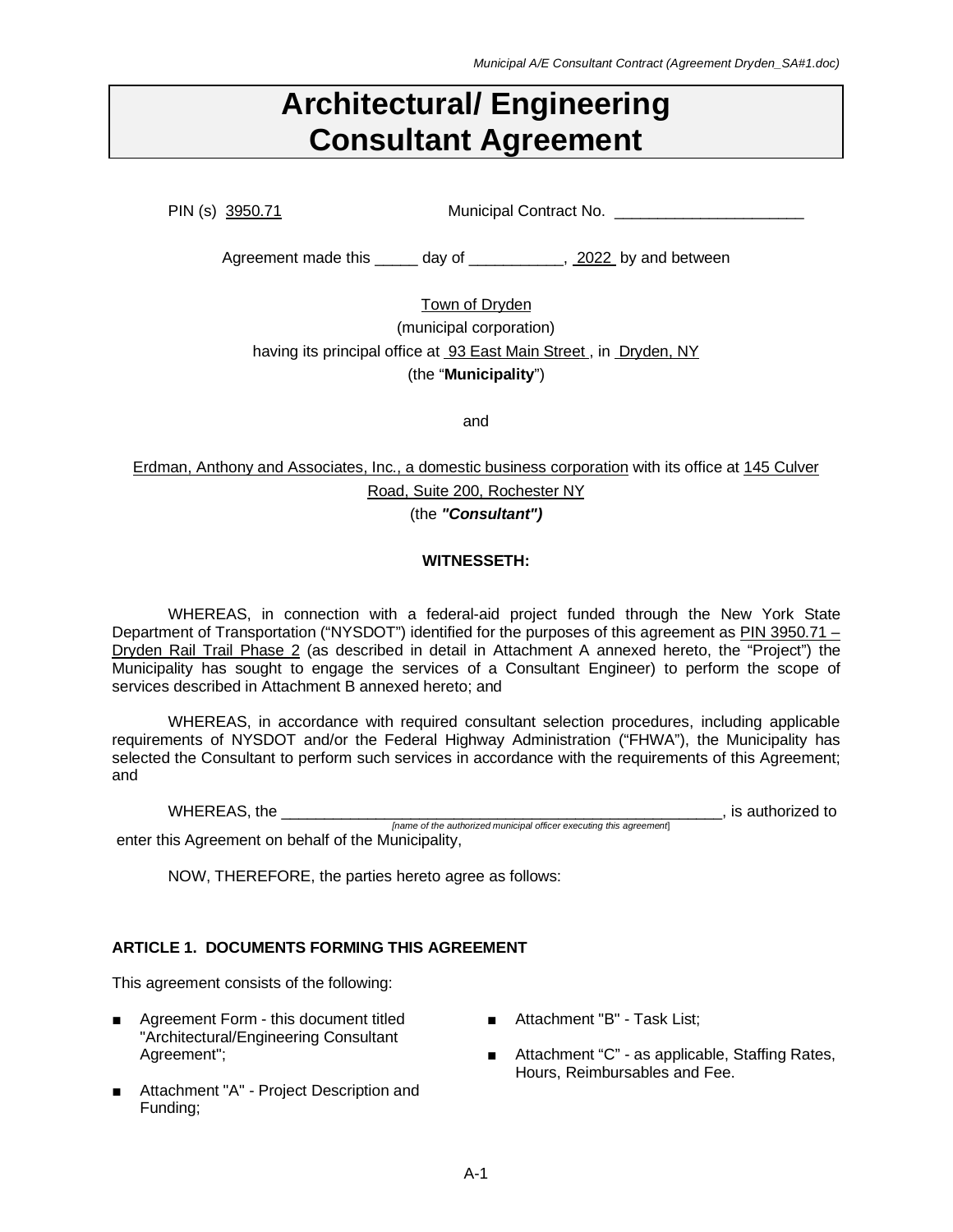# Architectural/ Engineering Consultant Agreement

PIN (s) 3950.71 Municipal Contract No. ______________________

Agreement made this _____ day of ___________, 2022 by and between

Town of Dryden
(municipal corporation)
having its principal office at 93 East Main Street , in Dryden, NY
(the "**Municipality**")

and

Erdman, Anthony and Associates, Inc., a domestic business corporation with its office at 145 Culver Road, Suite 200, Rochester NY
(the ***"Consultant")***

**WITNESSETH:**

WHEREAS, in connection with a federal-aid project funded through the New York State Department of Transportation ("NYSDOT") identified for the purposes of this agreement as PIN 3950.71 – Dryden Rail Trail Phase 2 (as described in detail in Attachment A annexed hereto, the "Project") the Municipality has sought to engage the services of a Consultant Engineer) to perform the scope of services described in Attachment B annexed hereto; and

WHEREAS, in accordance with required consultant selection procedures, including applicable requirements of NYSDOT and/or the Federal Highway Administration ("FHWA"), the Municipality has selected the Consultant to perform such services in accordance with the requirements of this Agreement; and

WHEREAS, the ______________________________________________________, is authorized to
*[name of the authorized municipal officer executing this agreement]*
enter this Agreement on behalf of the Municipality,

NOW, THEREFORE, the parties hereto agree as follows:

**ARTICLE 1. DOCUMENTS FORMING THIS AGREEMENT**

This agreement consists of the following:

- Agreement Form - this document titled "Architectural/Engineering Consultant Agreement";
- Attachment "A" - Project Description and Funding;
- Attachment "B" - Task List;
- Attachment "C" - as applicable, Staffing Rates, Hours, Reimbursables and Fee.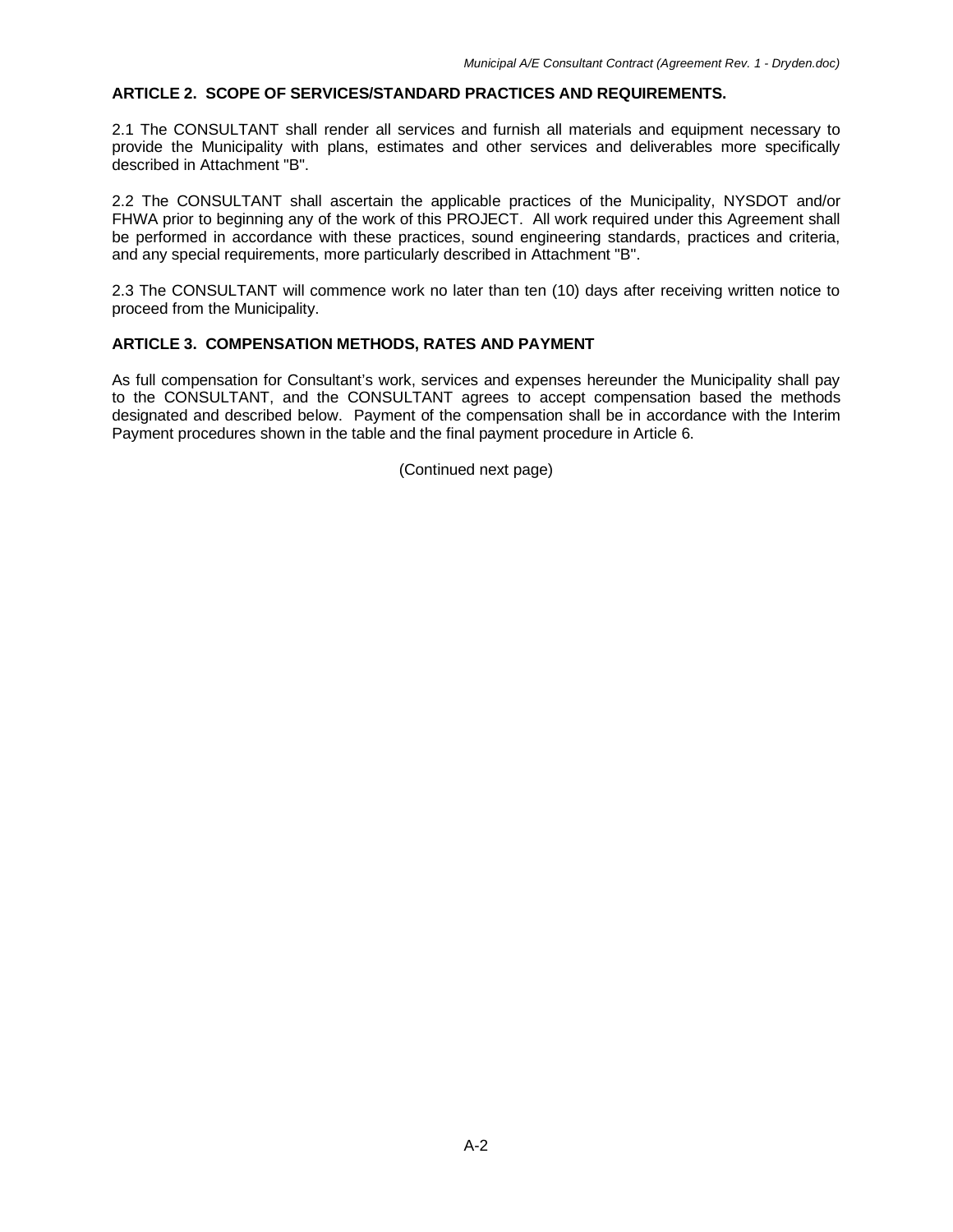## ARTICLE 2. SCOPE OF SERVICES/STANDARD PRACTICES AND REQUIREMENTS.

2.1 The CONSULTANT shall render all services and furnish all materials and equipment necessary to provide the Municipality with plans, estimates and other services and deliverables more specifically described in Attachment "B".

2.2 The CONSULTANT shall ascertain the applicable practices of the Municipality, NYSDOT and/or FHWA prior to beginning any of the work of this PROJECT. All work required under this Agreement shall be performed in accordance with these practices, sound engineering standards, practices and criteria, and any special requirements, more particularly described in Attachment "B".

2.3 The CONSULTANT will commence work no later than ten (10) days after receiving written notice to proceed from the Municipality.

## ARTICLE 3. COMPENSATION METHODS, RATES AND PAYMENT

As full compensation for Consultant's work, services and expenses hereunder the Municipality shall pay to the CONSULTANT, and the CONSULTANT agrees to accept compensation based the methods designated and described below. Payment of the compensation shall be in accordance with the Interim Payment procedures shown in the table and the final payment procedure in Article 6.

(Continued next page)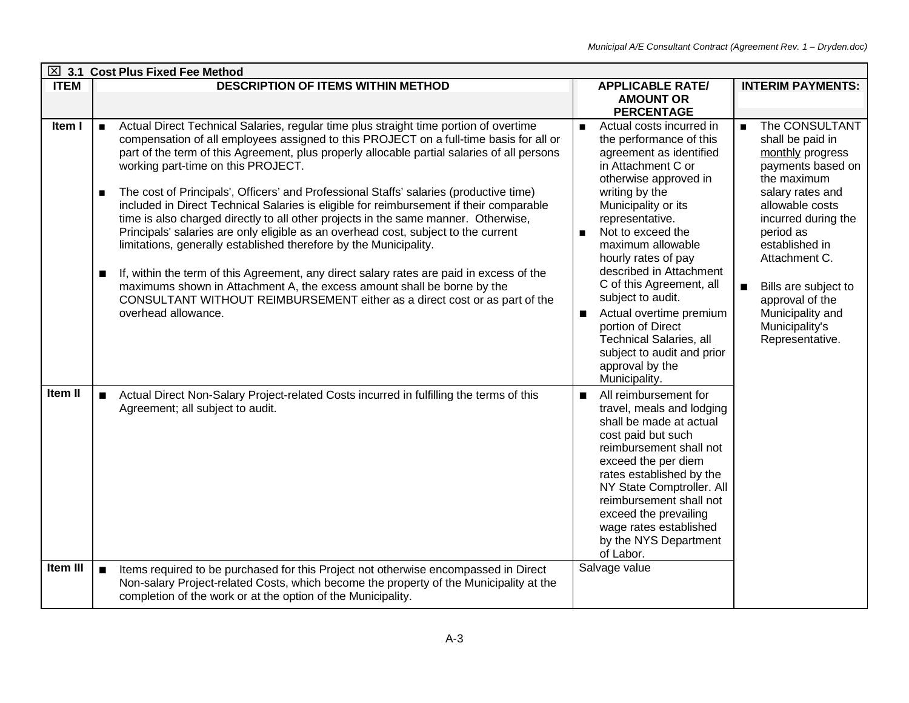| ☒ 3.1 Cost Plus Fixed Fee Method | | | |
|---|---|---|---|
| **ITEM** | **DESCRIPTION OF ITEMS WITHIN METHOD** | **APPLICABLE RATE/ AMOUNT OR PERCENTAGE** | **INTERIM PAYMENTS:** |
| **Item I** | ■ Actual Direct Technical Salaries, regular time plus straight time portion of overtime compensation of all employees assigned to this PROJECT on a full-time basis for all or part of the term of this Agreement, plus properly allocable partial salaries of all persons working part-time on this PROJECT.<br><br>■ The cost of Principals', Officers' and Professional Staffs' salaries (productive time) included in Direct Technical Salaries is eligible for reimbursement if their comparable time is also charged directly to all other projects in the same manner. Otherwise, Principals' salaries are only eligible as an overhead cost, subject to the current limitations, generally established therefore by the Municipality.<br><br>■ If, within the term of this Agreement, any direct salary rates are paid in excess of the maximums shown in Attachment A, the excess amount shall be borne by the CONSULTANT WITHOUT REIMBURSEMENT either as a direct cost or as part of the overhead allowance. | ■ Actual costs incurred in the performance of this agreement as identified in Attachment C or otherwise approved in writing by the Municipality or its representative.<br>■ Not to exceed the maximum allowable hourly rates of pay described in Attachment C of this Agreement, all subject to audit.<br>■ Actual overtime premium portion of Direct Technical Salaries, all subject to audit and prior approval by the Municipality. | ■ The CONSULTANT shall be paid in monthly progress payments based on the maximum salary rates and allowable costs incurred during the period as established in Attachment C.<br><br>■ Bills are subject to approval of the Municipality and Municipality's Representative. |
| **Item II** | ■ Actual Direct Non-Salary Project-related Costs incurred in fulfilling the terms of this Agreement; all subject to audit. | ■ All reimbursement for travel, meals and lodging shall be made at actual cost paid but such reimbursement shall not exceed the per diem rates established by the NY State Comptroller. All reimbursement shall not exceed the prevailing wage rates established by the NYS Department of Labor. | |
| **Item III** | ■ Items required to be purchased for this Project not otherwise encompassed in Direct Non-salary Project-related Costs, which become the property of the Municipality at the completion of the work or at the option of the Municipality. | Salvage value | |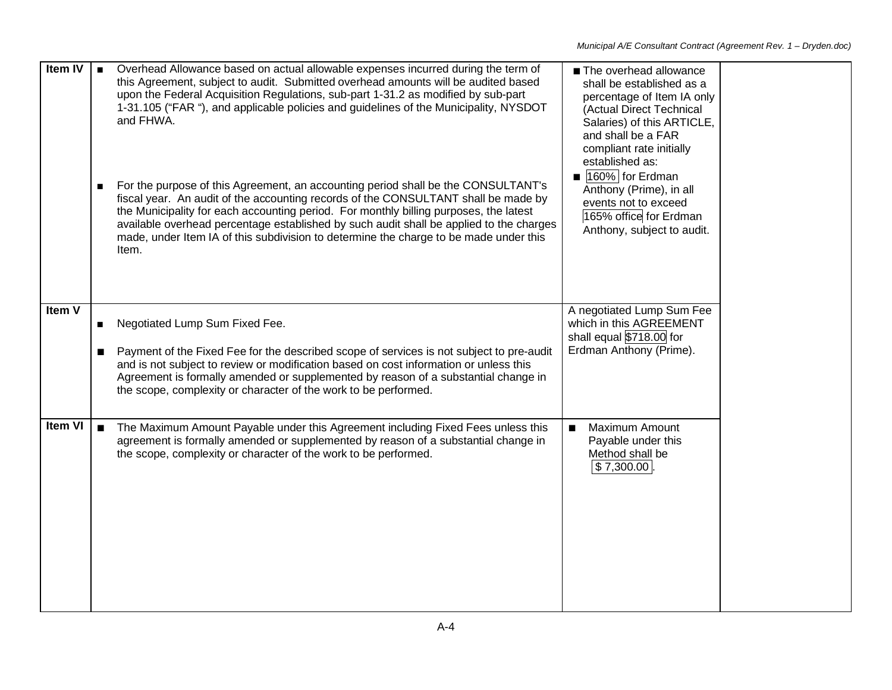| | | | |
|---|---|---|---|
| **Item IV** | ■ Overhead Allowance based on actual allowable expenses incurred during the term of this Agreement, subject to audit. Submitted overhead amounts will be audited based upon the Federal Acquisition Regulations, sub-part 1-31.2 as modified by sub-part 1-31.105 ("FAR "), and applicable policies and guidelines of the Municipality, NYSDOT and FHWA.<br><br>■ For the purpose of this Agreement, an accounting period shall be the CONSULTANT's fiscal year. An audit of the accounting records of the CONSULTANT shall be made by the Municipality for each accounting period. For monthly billing purposes, the latest available overhead percentage established by such audit shall be applied to the charges made, under Item IA of this subdivision to determine the charge to be made under this Item. | ■ The overhead allowance shall be established as a percentage of Item IA only (Actual Direct Technical Salaries) of this ARTICLE, and shall be a FAR compliant rate initially established as:<br>■ 160% for Erdman Anthony (Prime), in all events not to exceed 165% office for Erdman Anthony, subject to audit. | |
| **Item V** | ■ Negotiated Lump Sum Fixed Fee.<br><br>■ Payment of the Fixed Fee for the described scope of services is not subject to pre-audit and is not subject to review or modification based on cost information or unless this Agreement is formally amended or supplemented by reason of a substantial change in the scope, complexity or character of the work to be performed. | A negotiated Lump Sum Fee which in this AGREEMENT shall equal $718.00 for Erdman Anthony (Prime). | |
| **Item VI** | ■ The Maximum Amount Payable under this Agreement including Fixed Fees unless this agreement is formally amended or supplemented by reason of a substantial change in the scope, complexity or character of the work to be performed. | ■ Maximum Amount Payable under this Method shall be $ 7,300.00. | |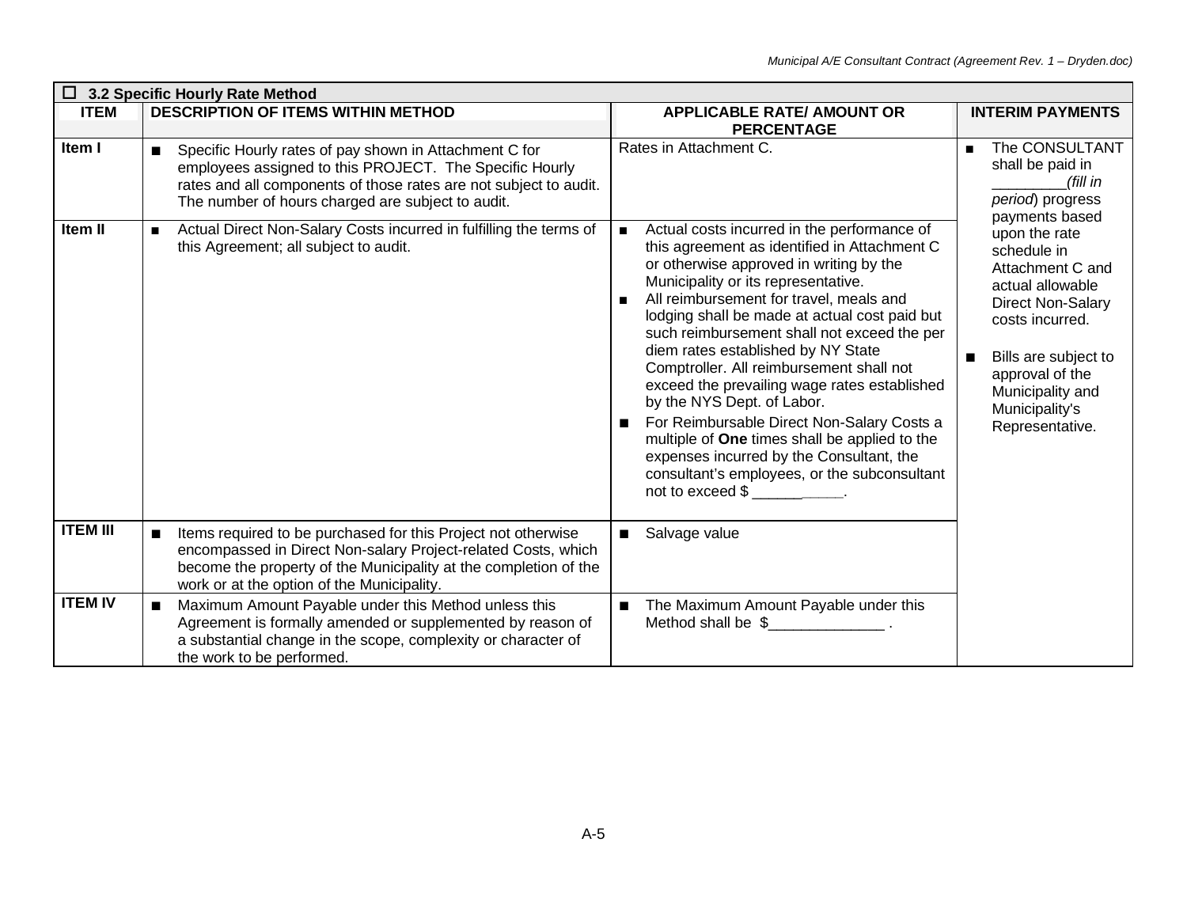| ☐ **3.2 Specific Hourly Rate Method** | | | |
|---|---|---|---|
| **ITEM** | **DESCRIPTION OF ITEMS WITHIN METHOD** | **APPLICABLE RATE/ AMOUNT OR PERCENTAGE** | **INTERIM PAYMENTS** |
| **Item I** | ■ Specific Hourly rates of pay shown in Attachment C for employees assigned to this PROJECT. The Specific Hourly rates and all components of those rates are not subject to audit. The number of hours charged are subject to audit. | Rates in Attachment C. | ■ The CONSULTANT shall be paid in ________*(fill in period*) progress payments based upon the rate schedule in Attachment C and actual allowable Direct Non-Salary costs incurred.<br><br>■ Bills are subject to approval of the Municipality and Municipality's Representative. |
| **Item II** | ■ Actual Direct Non-Salary Costs incurred in fulfilling the terms of this Agreement; all subject to audit. | ■ Actual costs incurred in the performance of this agreement as identified in Attachment C or otherwise approved in writing by the Municipality or its representative.<br>■ All reimbursement for travel, meals and lodging shall be made at actual cost paid but such reimbursement shall not exceed the per diem rates established by NY State Comptroller. All reimbursement shall not exceed the prevailing wage rates established by the NYS Dept. of Labor.<br>■ For Reimbursable Direct Non-Salary Costs a multiple of **One** times shall be applied to the expenses incurred by the Consultant, the consultant's employees, or the subconsultant not to exceed $ ___________. | |
| **ITEM III** | ■ Items required to be purchased for this Project not otherwise encompassed in Direct Non-salary Project-related Costs, which become the property of the Municipality at the completion of the work or at the option of the Municipality. | ■ Salvage value | |
| **ITEM IV** | ■ Maximum Amount Payable under this Method unless this Agreement is formally amended or supplemented by reason of a substantial change in the scope, complexity or character of the work to be performed. | ■ The Maximum Amount Payable under this Method shall be $______________ . | |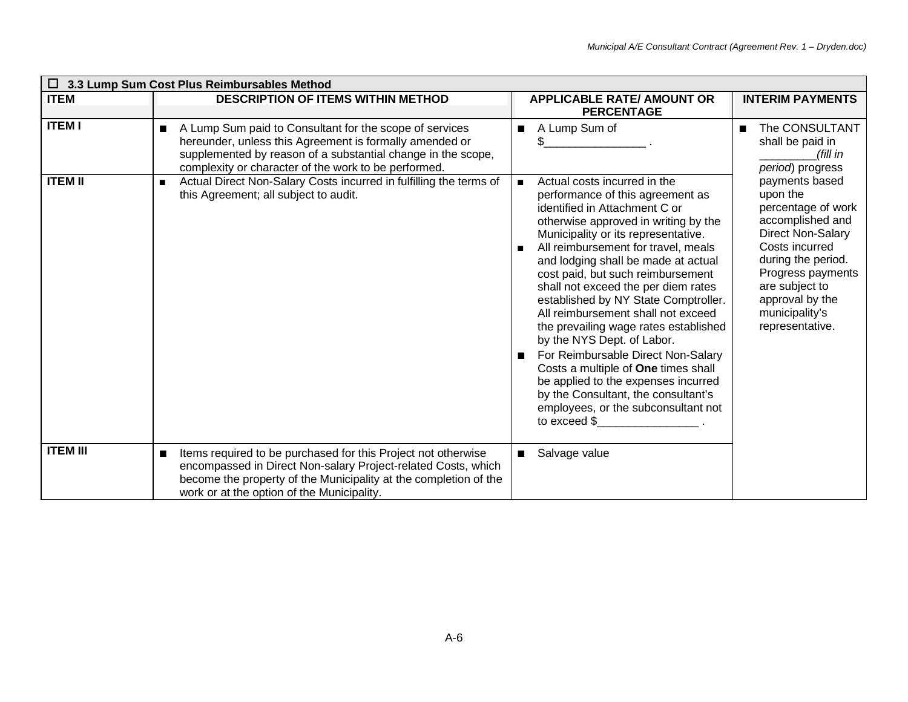| ☐ 3.3 Lump Sum Cost Plus Reimbursables Method | | | |
|---|---|---|---|
| **ITEM** | **DESCRIPTION OF ITEMS WITHIN METHOD** | **APPLICABLE RATE/ AMOUNT OR PERCENTAGE** | **INTERIM PAYMENTS** |
| **ITEM I** | ■ A Lump Sum paid to Consultant for the scope of services hereunder, unless this Agreement is formally amended or supplemented by reason of a substantial change in the scope, complexity or character of the work to be performed. | ■ A Lump Sum of $________________ . | ■ The CONSULTANT shall be paid in ________*(fill in period*) progress payments based upon the percentage of work accomplished and Direct Non-Salary Costs incurred during the period. Progress payments are subject to approval by the municipality's representative. |
| **ITEM II** | ■ Actual Direct Non-Salary Costs incurred in fulfilling the terms of this Agreement; all subject to audit. | ■ Actual costs incurred in the performance of this agreement as identified in Attachment C or otherwise approved in writing by the Municipality or its representative.<br>■ All reimbursement for travel, meals and lodging shall be made at actual cost paid, but such reimbursement shall not exceed the per diem rates established by NY State Comptroller. All reimbursement shall not exceed the prevailing wage rates established by the NYS Dept. of Labor.<br>■ For Reimbursable Direct Non-Salary Costs a multiple of **One** times shall be applied to the expenses incurred by the Consultant, the consultant's employees, or the subconsultant not to exceed $________________ . | |
| **ITEM III** | ■ Items required to be purchased for this Project not otherwise encompassed in Direct Non-salary Project-related Costs, which become the property of the Municipality at the completion of the work or at the option of the Municipality. | ■ Salvage value | |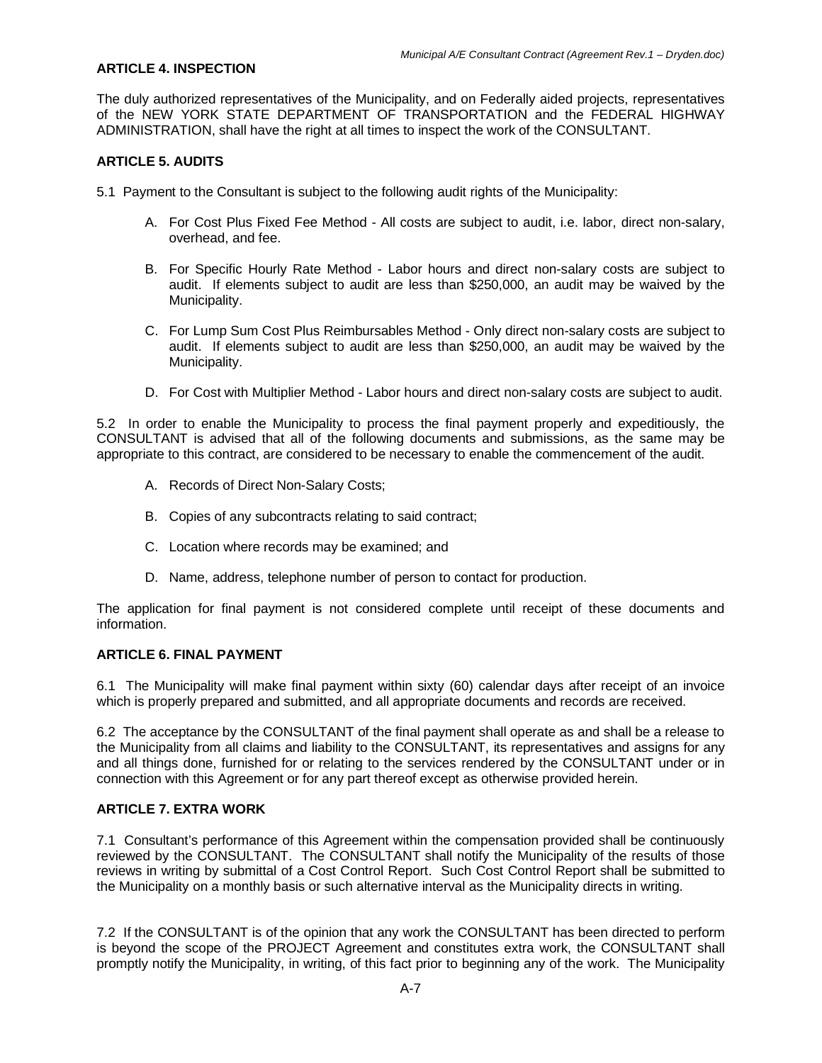### ARTICLE 4. INSPECTION

The duly authorized representatives of the Municipality, and on Federally aided projects, representatives of the NEW YORK STATE DEPARTMENT OF TRANSPORTATION and the FEDERAL HIGHWAY ADMINISTRATION, shall have the right at all times to inspect the work of the CONSULTANT.

### ARTICLE 5. AUDITS

5.1 Payment to the Consultant is subject to the following audit rights of the Municipality:

A. For Cost Plus Fixed Fee Method - All costs are subject to audit, i.e. labor, direct non-salary, overhead, and fee.

B. For Specific Hourly Rate Method - Labor hours and direct non-salary costs are subject to audit. If elements subject to audit are less than $250,000, an audit may be waived by the Municipality.

C. For Lump Sum Cost Plus Reimbursables Method - Only direct non-salary costs are subject to audit. If elements subject to audit are less than $250,000, an audit may be waived by the Municipality.

D. For Cost with Multiplier Method - Labor hours and direct non-salary costs are subject to audit.

5.2 In order to enable the Municipality to process the final payment properly and expeditiously, the CONSULTANT is advised that all of the following documents and submissions, as the same may be appropriate to this contract, are considered to be necessary to enable the commencement of the audit.

A. Records of Direct Non-Salary Costs;

B. Copies of any subcontracts relating to said contract;

C. Location where records may be examined; and

D. Name, address, telephone number of person to contact for production.

The application for final payment is not considered complete until receipt of these documents and information.

### ARTICLE 6. FINAL PAYMENT

6.1 The Municipality will make final payment within sixty (60) calendar days after receipt of an invoice which is properly prepared and submitted, and all appropriate documents and records are received.

6.2 The acceptance by the CONSULTANT of the final payment shall operate as and shall be a release to the Municipality from all claims and liability to the CONSULTANT, its representatives and assigns for any and all things done, furnished for or relating to the services rendered by the CONSULTANT under or in connection with this Agreement or for any part thereof except as otherwise provided herein.

### ARTICLE 7. EXTRA WORK

7.1 Consultant's performance of this Agreement within the compensation provided shall be continuously reviewed by the CONSULTANT. The CONSULTANT shall notify the Municipality of the results of those reviews in writing by submittal of a Cost Control Report. Such Cost Control Report shall be submitted to the Municipality on a monthly basis or such alternative interval as the Municipality directs in writing.

7.2 If the CONSULTANT is of the opinion that any work the CONSULTANT has been directed to perform is beyond the scope of the PROJECT Agreement and constitutes extra work, the CONSULTANT shall promptly notify the Municipality, in writing, of this fact prior to beginning any of the work. The Municipality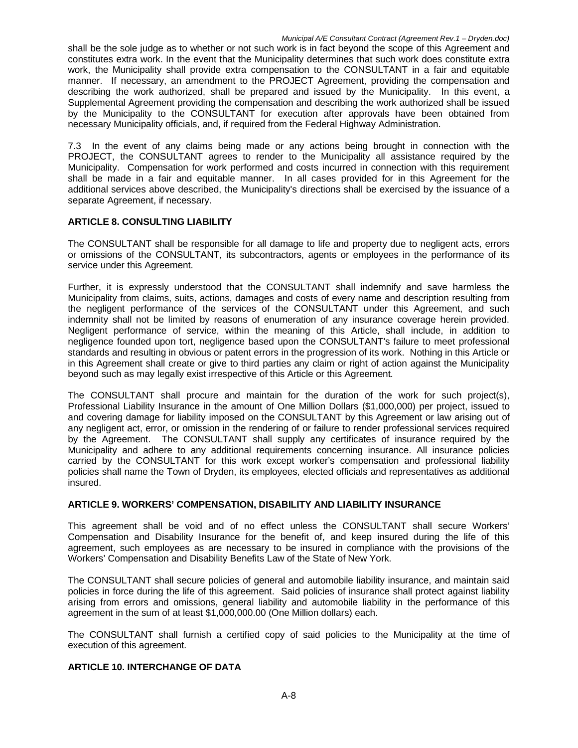shall be the sole judge as to whether or not such work is in fact beyond the scope of this Agreement and constitutes extra work. In the event that the Municipality determines that such work does constitute extra work, the Municipality shall provide extra compensation to the CONSULTANT in a fair and equitable manner. If necessary, an amendment to the PROJECT Agreement, providing the compensation and describing the work authorized, shall be prepared and issued by the Municipality. In this event, a Supplemental Agreement providing the compensation and describing the work authorized shall be issued by the Municipality to the CONSULTANT for execution after approvals have been obtained from necessary Municipality officials, and, if required from the Federal Highway Administration.

7.3 In the event of any claims being made or any actions being brought in connection with the PROJECT, the CONSULTANT agrees to render to the Municipality all assistance required by the Municipality. Compensation for work performed and costs incurred in connection with this requirement shall be made in a fair and equitable manner. In all cases provided for in this Agreement for the additional services above described, the Municipality's directions shall be exercised by the issuance of a separate Agreement, if necessary.

**ARTICLE 8. CONSULTING LIABILITY**

The CONSULTANT shall be responsible for all damage to life and property due to negligent acts, errors or omissions of the CONSULTANT, its subcontractors, agents or employees in the performance of its service under this Agreement.

Further, it is expressly understood that the CONSULTANT shall indemnify and save harmless the Municipality from claims, suits, actions, damages and costs of every name and description resulting from the negligent performance of the services of the CONSULTANT under this Agreement, and such indemnity shall not be limited by reasons of enumeration of any insurance coverage herein provided. Negligent performance of service, within the meaning of this Article, shall include, in addition to negligence founded upon tort, negligence based upon the CONSULTANT's failure to meet professional standards and resulting in obvious or patent errors in the progression of its work. Nothing in this Article or in this Agreement shall create or give to third parties any claim or right of action against the Municipality beyond such as may legally exist irrespective of this Article or this Agreement.

The CONSULTANT shall procure and maintain for the duration of the work for such project(s), Professional Liability Insurance in the amount of One Million Dollars ($1,000,000) per project, issued to and covering damage for liability imposed on the CONSULTANT by this Agreement or law arising out of any negligent act, error, or omission in the rendering of or failure to render professional services required by the Agreement. The CONSULTANT shall supply any certificates of insurance required by the Municipality and adhere to any additional requirements concerning insurance. All insurance policies carried by the CONSULTANT for this work except worker's compensation and professional liability policies shall name the Town of Dryden, its employees, elected officials and representatives as additional insured.

**ARTICLE 9. WORKERS' COMPENSATION, DISABILITY AND LIABILITY INSURANCE**

This agreement shall be void and of no effect unless the CONSULTANT shall secure Workers' Compensation and Disability Insurance for the benefit of, and keep insured during the life of this agreement, such employees as are necessary to be insured in compliance with the provisions of the Workers' Compensation and Disability Benefits Law of the State of New York.

The CONSULTANT shall secure policies of general and automobile liability insurance, and maintain said policies in force during the life of this agreement. Said policies of insurance shall protect against liability arising from errors and omissions, general liability and automobile liability in the performance of this agreement in the sum of at least $1,000,000.00 (One Million dollars) each.

The CONSULTANT shall furnish a certified copy of said policies to the Municipality at the time of execution of this agreement.

**ARTICLE 10. INTERCHANGE OF DATA**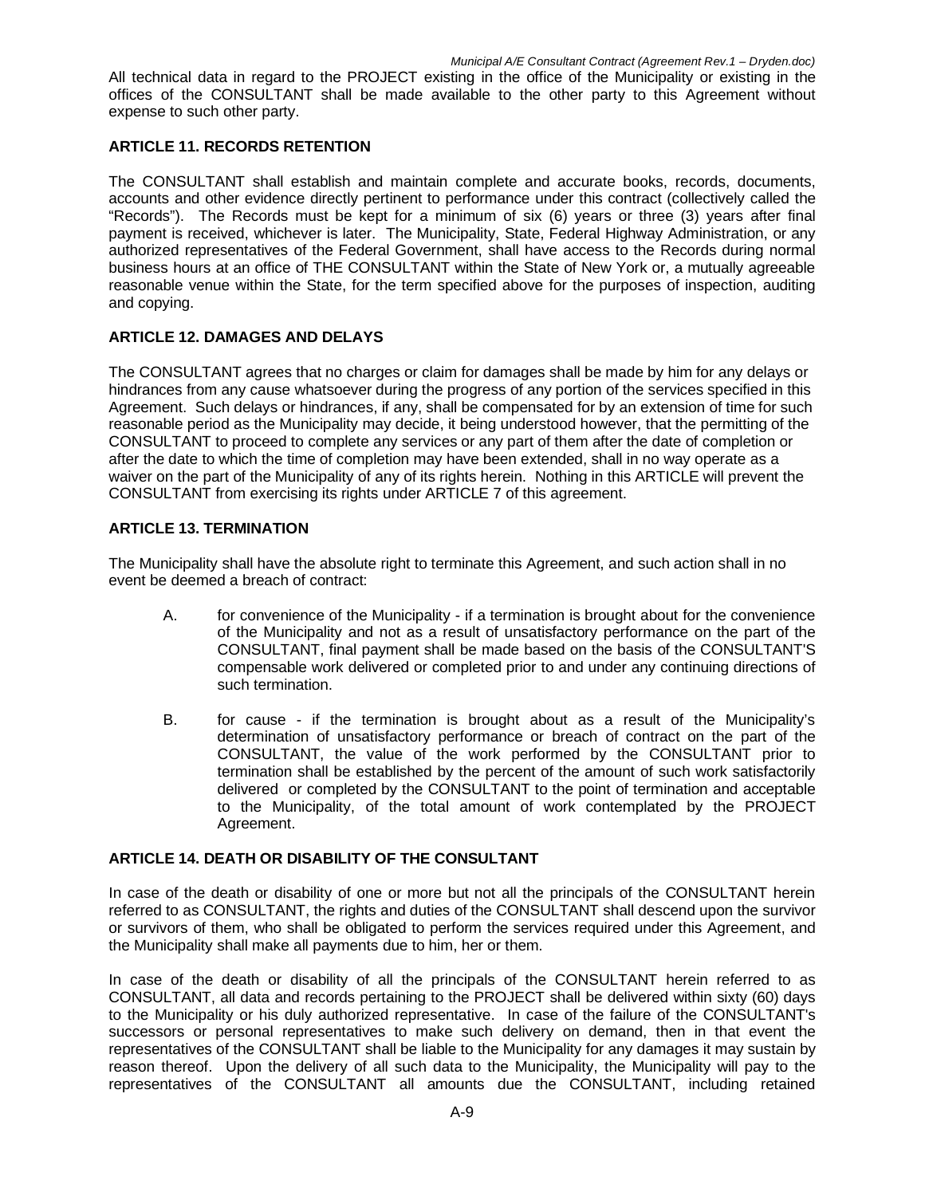All technical data in regard to the PROJECT existing in the office of the Municipality or existing in the offices of the CONSULTANT shall be made available to the other party to this Agreement without expense to such other party.

### ARTICLE 11. RECORDS RETENTION

The CONSULTANT shall establish and maintain complete and accurate books, records, documents, accounts and other evidence directly pertinent to performance under this contract (collectively called the "Records"). The Records must be kept for a minimum of six (6) years or three (3) years after final payment is received, whichever is later. The Municipality, State, Federal Highway Administration, or any authorized representatives of the Federal Government, shall have access to the Records during normal business hours at an office of THE CONSULTANT within the State of New York or, a mutually agreeable reasonable venue within the State, for the term specified above for the purposes of inspection, auditing and copying.

### ARTICLE 12. DAMAGES AND DELAYS

The CONSULTANT agrees that no charges or claim for damages shall be made by him for any delays or hindrances from any cause whatsoever during the progress of any portion of the services specified in this Agreement. Such delays or hindrances, if any, shall be compensated for by an extension of time for such reasonable period as the Municipality may decide, it being understood however, that the permitting of the CONSULTANT to proceed to complete any services or any part of them after the date of completion or after the date to which the time of completion may have been extended, shall in no way operate as a waiver on the part of the Municipality of any of its rights herein. Nothing in this ARTICLE will prevent the CONSULTANT from exercising its rights under ARTICLE 7 of this agreement.

### ARTICLE 13. TERMINATION

The Municipality shall have the absolute right to terminate this Agreement, and such action shall in no event be deemed a breach of contract:

A. for convenience of the Municipality - if a termination is brought about for the convenience of the Municipality and not as a result of unsatisfactory performance on the part of the CONSULTANT, final payment shall be made based on the basis of the CONSULTANT'S compensable work delivered or completed prior to and under any continuing directions of such termination.

B. for cause - if the termination is brought about as a result of the Municipality's determination of unsatisfactory performance or breach of contract on the part of the CONSULTANT, the value of the work performed by the CONSULTANT prior to termination shall be established by the percent of the amount of such work satisfactorily delivered or completed by the CONSULTANT to the point of termination and acceptable to the Municipality, of the total amount of work contemplated by the PROJECT Agreement.

### ARTICLE 14. DEATH OR DISABILITY OF THE CONSULTANT

In case of the death or disability of one or more but not all the principals of the CONSULTANT herein referred to as CONSULTANT, the rights and duties of the CONSULTANT shall descend upon the survivor or survivors of them, who shall be obligated to perform the services required under this Agreement, and the Municipality shall make all payments due to him, her or them.

In case of the death or disability of all the principals of the CONSULTANT herein referred to as CONSULTANT, all data and records pertaining to the PROJECT shall be delivered within sixty (60) days to the Municipality or his duly authorized representative. In case of the failure of the CONSULTANT's successors or personal representatives to make such delivery on demand, then in that event the representatives of the CONSULTANT shall be liable to the Municipality for any damages it may sustain by reason thereof. Upon the delivery of all such data to the Municipality, the Municipality will pay to the representatives of the CONSULTANT all amounts due the CONSULTANT, including retained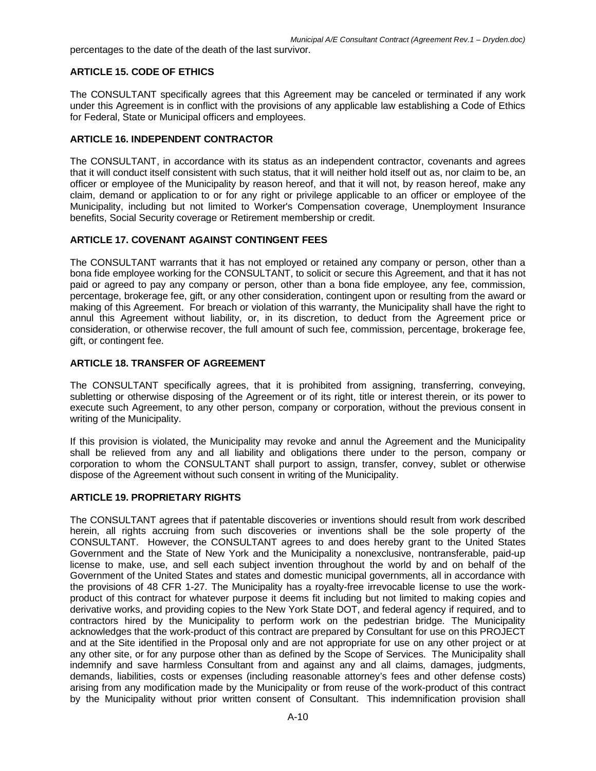percentages to the date of the death of the last survivor.

### ARTICLE 15. CODE OF ETHICS

The CONSULTANT specifically agrees that this Agreement may be canceled or terminated if any work under this Agreement is in conflict with the provisions of any applicable law establishing a Code of Ethics for Federal, State or Municipal officers and employees.

### ARTICLE 16. INDEPENDENT CONTRACTOR

The CONSULTANT, in accordance with its status as an independent contractor, covenants and agrees that it will conduct itself consistent with such status, that it will neither hold itself out as, nor claim to be, an officer or employee of the Municipality by reason hereof, and that it will not, by reason hereof, make any claim, demand or application to or for any right or privilege applicable to an officer or employee of the Municipality, including but not limited to Worker's Compensation coverage, Unemployment Insurance benefits, Social Security coverage or Retirement membership or credit.

### ARTICLE 17. COVENANT AGAINST CONTINGENT FEES

The CONSULTANT warrants that it has not employed or retained any company or person, other than a bona fide employee working for the CONSULTANT, to solicit or secure this Agreement, and that it has not paid or agreed to pay any company or person, other than a bona fide employee, any fee, commission, percentage, brokerage fee, gift, or any other consideration, contingent upon or resulting from the award or making of this Agreement. For breach or violation of this warranty, the Municipality shall have the right to annul this Agreement without liability, or, in its discretion, to deduct from the Agreement price or consideration, or otherwise recover, the full amount of such fee, commission, percentage, brokerage fee, gift, or contingent fee.

### ARTICLE 18. TRANSFER OF AGREEMENT

The CONSULTANT specifically agrees, that it is prohibited from assigning, transferring, conveying, subletting or otherwise disposing of the Agreement or of its right, title or interest therein, or its power to execute such Agreement, to any other person, company or corporation, without the previous consent in writing of the Municipality.

If this provision is violated, the Municipality may revoke and annul the Agreement and the Municipality shall be relieved from any and all liability and obligations there under to the person, company or corporation to whom the CONSULTANT shall purport to assign, transfer, convey, sublet or otherwise dispose of the Agreement without such consent in writing of the Municipality.

### ARTICLE 19. PROPRIETARY RIGHTS

The CONSULTANT agrees that if patentable discoveries or inventions should result from work described herein, all rights accruing from such discoveries or inventions shall be the sole property of the CONSULTANT. However, the CONSULTANT agrees to and does hereby grant to the United States Government and the State of New York and the Municipality a nonexclusive, nontransferable, paid-up license to make, use, and sell each subject invention throughout the world by and on behalf of the Government of the United States and states and domestic municipal governments, all in accordance with the provisions of 48 CFR 1-27. The Municipality has a royalty-free irrevocable license to use the work-product of this contract for whatever purpose it deems fit including but not limited to making copies and derivative works, and providing copies to the New York State DOT, and federal agency if required, and to contractors hired by the Municipality to perform work on the pedestrian bridge. The Municipality acknowledges that the work-product of this contract are prepared by Consultant for use on this PROJECT and at the Site identified in the Proposal only and are not appropriate for use on any other project or at any other site, or for any purpose other than as defined by the Scope of Services. The Municipality shall indemnify and save harmless Consultant from and against any and all claims, damages, judgments, demands, liabilities, costs or expenses (including reasonable attorney's fees and other defense costs) arising from any modification made by the Municipality or from reuse of the work-product of this contract by the Municipality without prior written consent of Consultant. This indemnification provision shall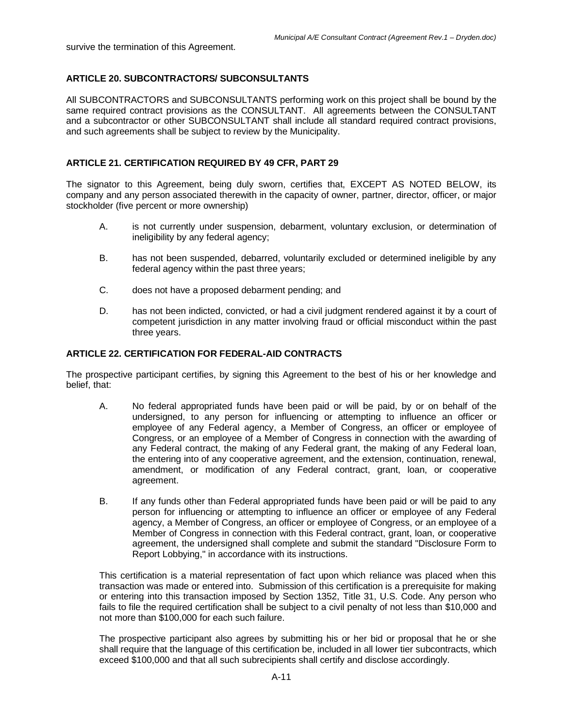survive the termination of this Agreement.

**ARTICLE 20. SUBCONTRACTORS/ SUBCONSULTANTS**

All SUBCONTRACTORS and SUBCONSULTANTS performing work on this project shall be bound by the same required contract provisions as the CONSULTANT. All agreements between the CONSULTANT and a subcontractor or other SUBCONSULTANT shall include all standard required contract provisions, and such agreements shall be subject to review by the Municipality.

**ARTICLE 21. CERTIFICATION REQUIRED BY 49 CFR, PART 29**

The signator to this Agreement, being duly sworn, certifies that, EXCEPT AS NOTED BELOW, its company and any person associated therewith in the capacity of owner, partner, director, officer, or major stockholder (five percent or more ownership)

A. is not currently under suspension, debarment, voluntary exclusion, or determination of ineligibility by any federal agency;

B. has not been suspended, debarred, voluntarily excluded or determined ineligible by any federal agency within the past three years;

C. does not have a proposed debarment pending; and

D. has not been indicted, convicted, or had a civil judgment rendered against it by a court of competent jurisdiction in any matter involving fraud or official misconduct within the past three years.

**ARTICLE 22. CERTIFICATION FOR FEDERAL-AID CONTRACTS**

The prospective participant certifies, by signing this Agreement to the best of his or her knowledge and belief, that:

A. No federal appropriated funds have been paid or will be paid, by or on behalf of the undersigned, to any person for influencing or attempting to influence an officer or employee of any Federal agency, a Member of Congress, an officer or employee of Congress, or an employee of a Member of Congress in connection with the awarding of any Federal contract, the making of any Federal grant, the making of any Federal loan, the entering into of any cooperative agreement, and the extension, continuation, renewal, amendment, or modification of any Federal contract, grant, loan, or cooperative agreement.

B. If any funds other than Federal appropriated funds have been paid or will be paid to any person for influencing or attempting to influence an officer or employee of any Federal agency, a Member of Congress, an officer or employee of Congress, or an employee of a Member of Congress in connection with this Federal contract, grant, loan, or cooperative agreement, the undersigned shall complete and submit the standard "Disclosure Form to Report Lobbying," in accordance with its instructions.

This certification is a material representation of fact upon which reliance was placed when this transaction was made or entered into. Submission of this certification is a prerequisite for making or entering into this transaction imposed by Section 1352, Title 31, U.S. Code. Any person who fails to file the required certification shall be subject to a civil penalty of not less than $10,000 and not more than $100,000 for each such failure.

The prospective participant also agrees by submitting his or her bid or proposal that he or she shall require that the language of this certification be, included in all lower tier subcontracts, which exceed $100,000 and that all such subrecipients shall certify and disclose accordingly.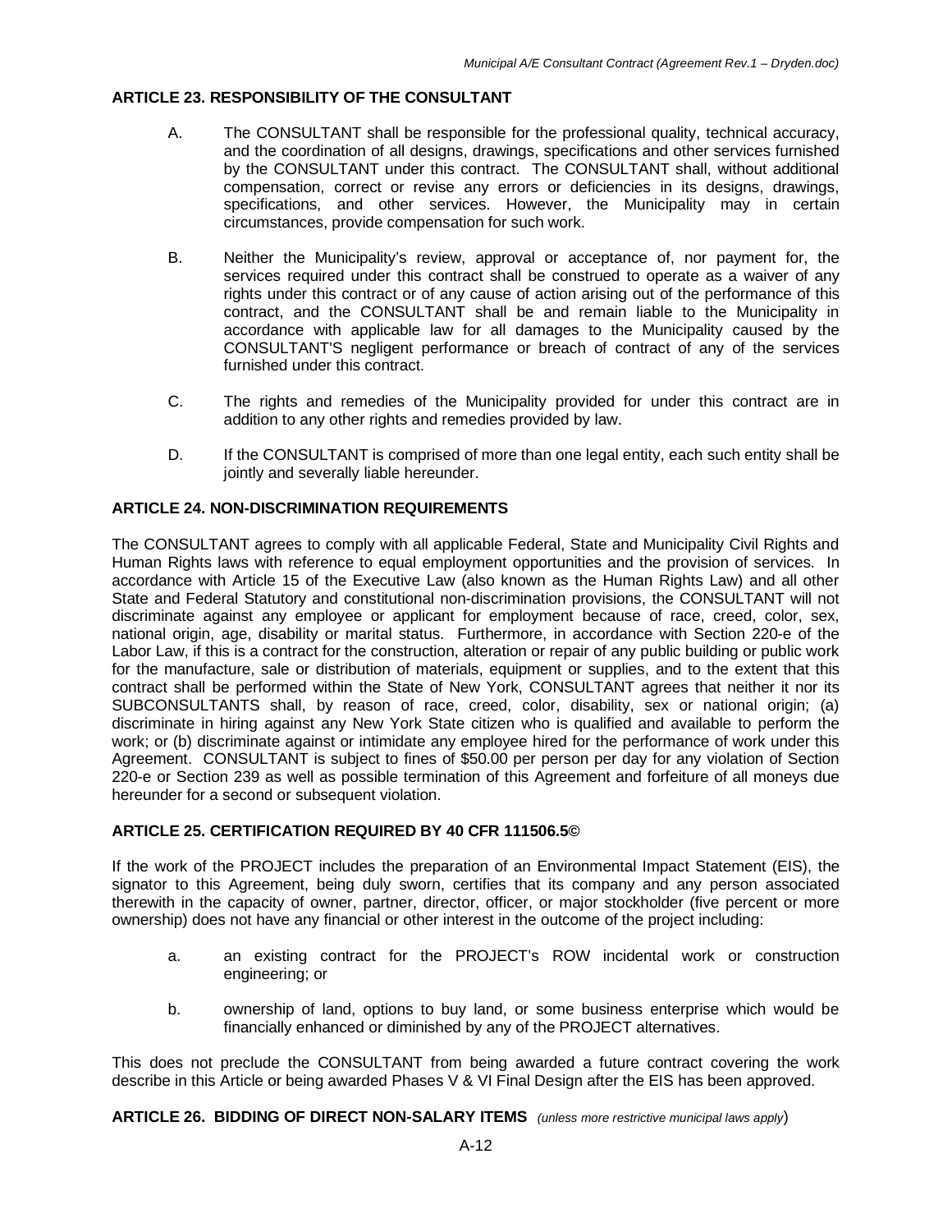### ARTICLE 23. RESPONSIBILITY OF THE CONSULTANT

A. The CONSULTANT shall be responsible for the professional quality, technical accuracy, and the coordination of all designs, drawings, specifications and other services furnished by the CONSULTANT under this contract. The CONSULTANT shall, without additional compensation, correct or revise any errors or deficiencies in its designs, drawings, specifications, and other services. However, the Municipality may in certain circumstances, provide compensation for such work.

B. Neither the Municipality's review, approval or acceptance of, nor payment for, the services required under this contract shall be construed to operate as a waiver of any rights under this contract or of any cause of action arising out of the performance of this contract, and the CONSULTANT shall be and remain liable to the Municipality in accordance with applicable law for all damages to the Municipality caused by the CONSULTANT'S negligent performance or breach of contract of any of the services furnished under this contract.

C. The rights and remedies of the Municipality provided for under this contract are in addition to any other rights and remedies provided by law.

D. If the CONSULTANT is comprised of more than one legal entity, each such entity shall be jointly and severally liable hereunder.

### ARTICLE 24. NON-DISCRIMINATION REQUIREMENTS

The CONSULTANT agrees to comply with all applicable Federal, State and Municipality Civil Rights and Human Rights laws with reference to equal employment opportunities and the provision of services. In accordance with Article 15 of the Executive Law (also known as the Human Rights Law) and all other State and Federal Statutory and constitutional non-discrimination provisions, the CONSULTANT will not discriminate against any employee or applicant for employment because of race, creed, color, sex, national origin, age, disability or marital status. Furthermore, in accordance with Section 220-e of the Labor Law, if this is a contract for the construction, alteration or repair of any public building or public work for the manufacture, sale or distribution of materials, equipment or supplies, and to the extent that this contract shall be performed within the State of New York, CONSULTANT agrees that neither it nor its SUBCONSULTANTS shall, by reason of race, creed, color, disability, sex or national origin; (a) discriminate in hiring against any New York State citizen who is qualified and available to perform the work; or (b) discriminate against or intimidate any employee hired for the performance of work under this Agreement. CONSULTANT is subject to fines of $50.00 per person per day for any violation of Section 220-e or Section 239 as well as possible termination of this Agreement and forfeiture of all moneys due hereunder for a second or subsequent violation.

### ARTICLE 25. CERTIFICATION REQUIRED BY 40 CFR 111506.5©

If the work of the PROJECT includes the preparation of an Environmental Impact Statement (EIS), the signator to this Agreement, being duly sworn, certifies that its company and any person associated therewith in the capacity of owner, partner, director, officer, or major stockholder (five percent or more ownership) does not have any financial or other interest in the outcome of the project including:

a. an existing contract for the PROJECT's ROW incidental work or construction engineering; or

b. ownership of land, options to buy land, or some business enterprise which would be financially enhanced or diminished by any of the PROJECT alternatives.

This does not preclude the CONSULTANT from being awarded a future contract covering the work describe in this Article or being awarded Phases V & VI Final Design after the EIS has been approved.

### ARTICLE 26. BIDDING OF DIRECT NON-SALARY ITEMS *(unless more restrictive municipal laws apply)*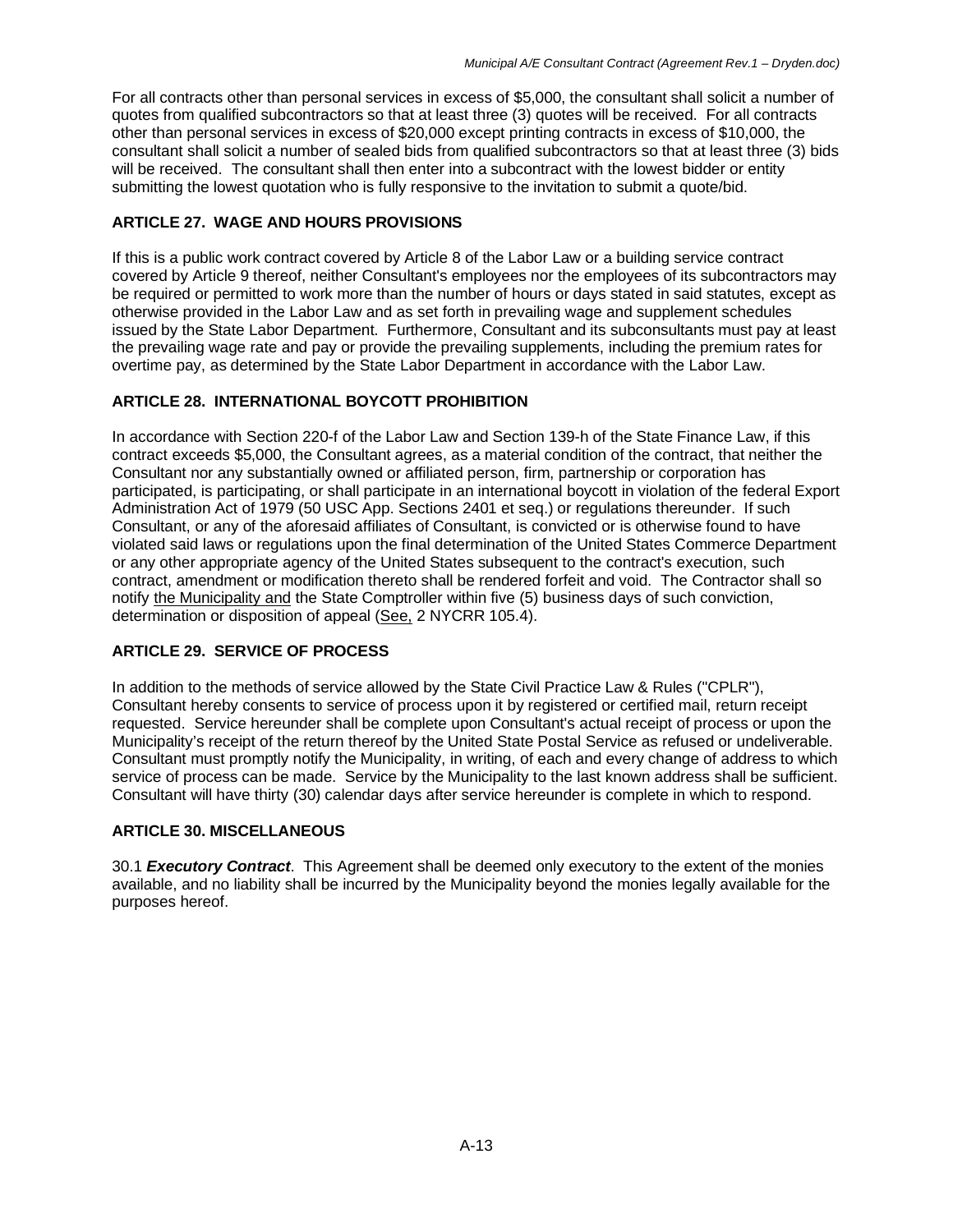For all contracts other than personal services in excess of $5,000, the consultant shall solicit a number of quotes from qualified subcontractors so that at least three (3) quotes will be received. For all contracts other than personal services in excess of $20,000 except printing contracts in excess of $10,000, the consultant shall solicit a number of sealed bids from qualified subcontractors so that at least three (3) bids will be received. The consultant shall then enter into a subcontract with the lowest bidder or entity submitting the lowest quotation who is fully responsive to the invitation to submit a quote/bid.

### ARTICLE 27. WAGE AND HOURS PROVISIONS

If this is a public work contract covered by Article 8 of the Labor Law or a building service contract covered by Article 9 thereof, neither Consultant's employees nor the employees of its subcontractors may be required or permitted to work more than the number of hours or days stated in said statutes, except as otherwise provided in the Labor Law and as set forth in prevailing wage and supplement schedules issued by the State Labor Department. Furthermore, Consultant and its subconsultants must pay at least the prevailing wage rate and pay or provide the prevailing supplements, including the premium rates for overtime pay, as determined by the State Labor Department in accordance with the Labor Law.

### ARTICLE 28. INTERNATIONAL BOYCOTT PROHIBITION

In accordance with Section 220-f of the Labor Law and Section 139-h of the State Finance Law, if this contract exceeds $5,000, the Consultant agrees, as a material condition of the contract, that neither the Consultant nor any substantially owned or affiliated person, firm, partnership or corporation has participated, is participating, or shall participate in an international boycott in violation of the federal Export Administration Act of 1979 (50 USC App. Sections 2401 et seq.) or regulations thereunder. If such Consultant, or any of the aforesaid affiliates of Consultant, is convicted or is otherwise found to have violated said laws or regulations upon the final determination of the United States Commerce Department or any other appropriate agency of the United States subsequent to the contract's execution, such contract, amendment or modification thereto shall be rendered forfeit and void. The Contractor shall so notify the Municipality and the State Comptroller within five (5) business days of such conviction, determination or disposition of appeal (See, 2 NYCRR 105.4).

### ARTICLE 29. SERVICE OF PROCESS

In addition to the methods of service allowed by the State Civil Practice Law & Rules ("CPLR"), Consultant hereby consents to service of process upon it by registered or certified mail, return receipt requested. Service hereunder shall be complete upon Consultant's actual receipt of process or upon the Municipality's receipt of the return thereof by the United State Postal Service as refused or undeliverable. Consultant must promptly notify the Municipality, in writing, of each and every change of address to which service of process can be made. Service by the Municipality to the last known address shall be sufficient. Consultant will have thirty (30) calendar days after service hereunder is complete in which to respond.

### ARTICLE 30. MISCELLANEOUS

30.1 ***Executory Contract***. This Agreement shall be deemed only executory to the extent of the monies available, and no liability shall be incurred by the Municipality beyond the monies legally available for the purposes hereof.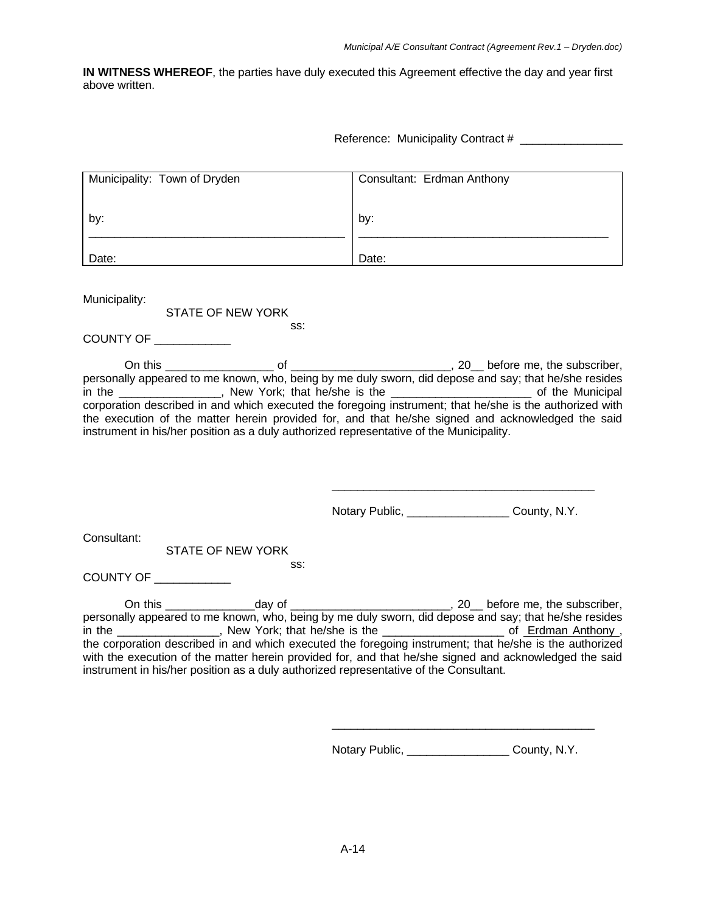**IN WITNESS WHEREOF**, the parties have duly executed this Agreement effective the day and year first above written.

Reference: Municipality Contract # ________________

| Municipality: Town of Dryden | Consultant: Erdman Anthony |
| --- | --- |
| by: ________________________________________ | by: ________________________________________ |
| Date: | Date: |

Municipality:

STATE OF NEW YORK

ss:

COUNTY OF ____________

On this _________________ of _________________________, 20__ before me, the subscriber, personally appeared to me known, who, being by me duly sworn, did depose and say; that he/she resides in the ________________, New York; that he/she is the ______________________ of the Municipal corporation described in and which executed the foregoing instrument; that he/she is the authorized with the execution of the matter herein provided for, and that he/she signed and acknowledged the said instrument in his/her position as a duly authorized representative of the Municipality.

__________________________________________

Notary Public, ________________ County, N.Y.

Consultant:

STATE OF NEW YORK

ss:

COUNTY OF ____________

On this ______________day of _________________________, 20__ before me, the subscriber, personally appeared to me known, who, being by me duly sworn, did depose and say; that he/she resides in the ________________, New York; that he/she is the ___________________ of Erdman Anthony, the corporation described in and which executed the foregoing instrument; that he/she is the authorized with the execution of the matter herein provided for, and that he/she signed and acknowledged the said instrument in his/her position as a duly authorized representative of the Consultant.

__________________________________________

Notary Public, ________________ County, N.Y.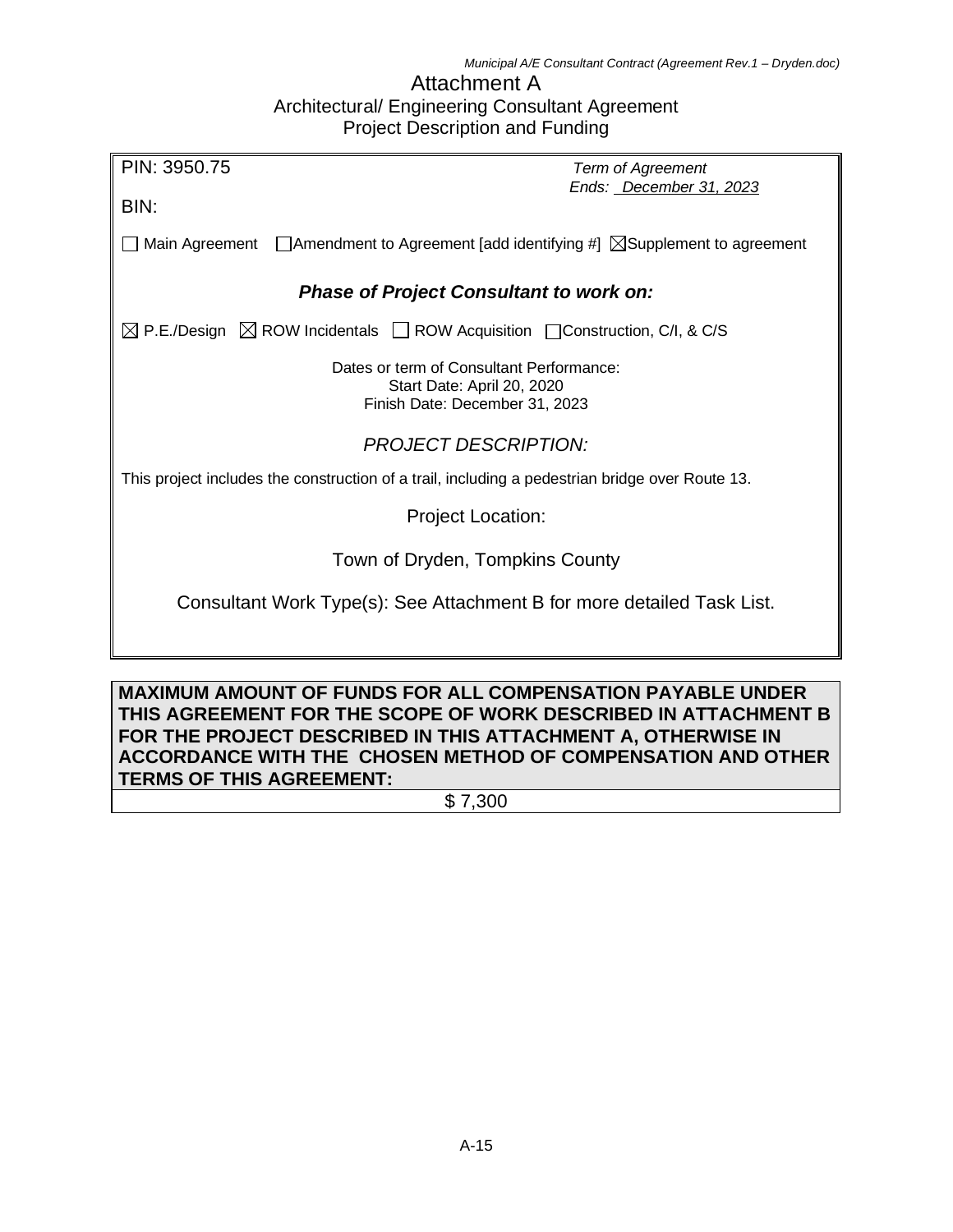# Attachment A

## Architectural/ Engineering Consultant Agreement

## Project Description and Funding

PIN: 3950.75

*Term of Agreement*
*Ends: December 31, 2023*

BIN:

☐ Main Agreement ☐ Amendment to Agreement [add identifying #] ☒ Supplement to agreement

### *Phase of Project Consultant to work on:*

☒ P.E./Design ☒ ROW Incidentals ☐ ROW Acquisition ☐ Construction, C/I, & C/S

Dates or term of Consultant Performance:
Start Date: April 20, 2020
Finish Date: December 31, 2023

*PROJECT DESCRIPTION:*

This project includes the construction of a trail, including a pedestrian bridge over Route 13.

Project Location:

Town of Dryden, Tompkins County

Consultant Work Type(s): See Attachment B for more detailed Task List.

| **MAXIMUM AMOUNT OF FUNDS FOR ALL COMPENSATION PAYABLE UNDER THIS AGREEMENT FOR THE SCOPE OF WORK DESCRIBED IN ATTACHMENT B FOR THE PROJECT DESCRIBED IN THIS ATTACHMENT A, OTHERWISE IN ACCORDANCE WITH THE CHOSEN METHOD OF COMPENSATION AND OTHER TERMS OF THIS AGREEMENT:** |
|---|
| $ 7,300 |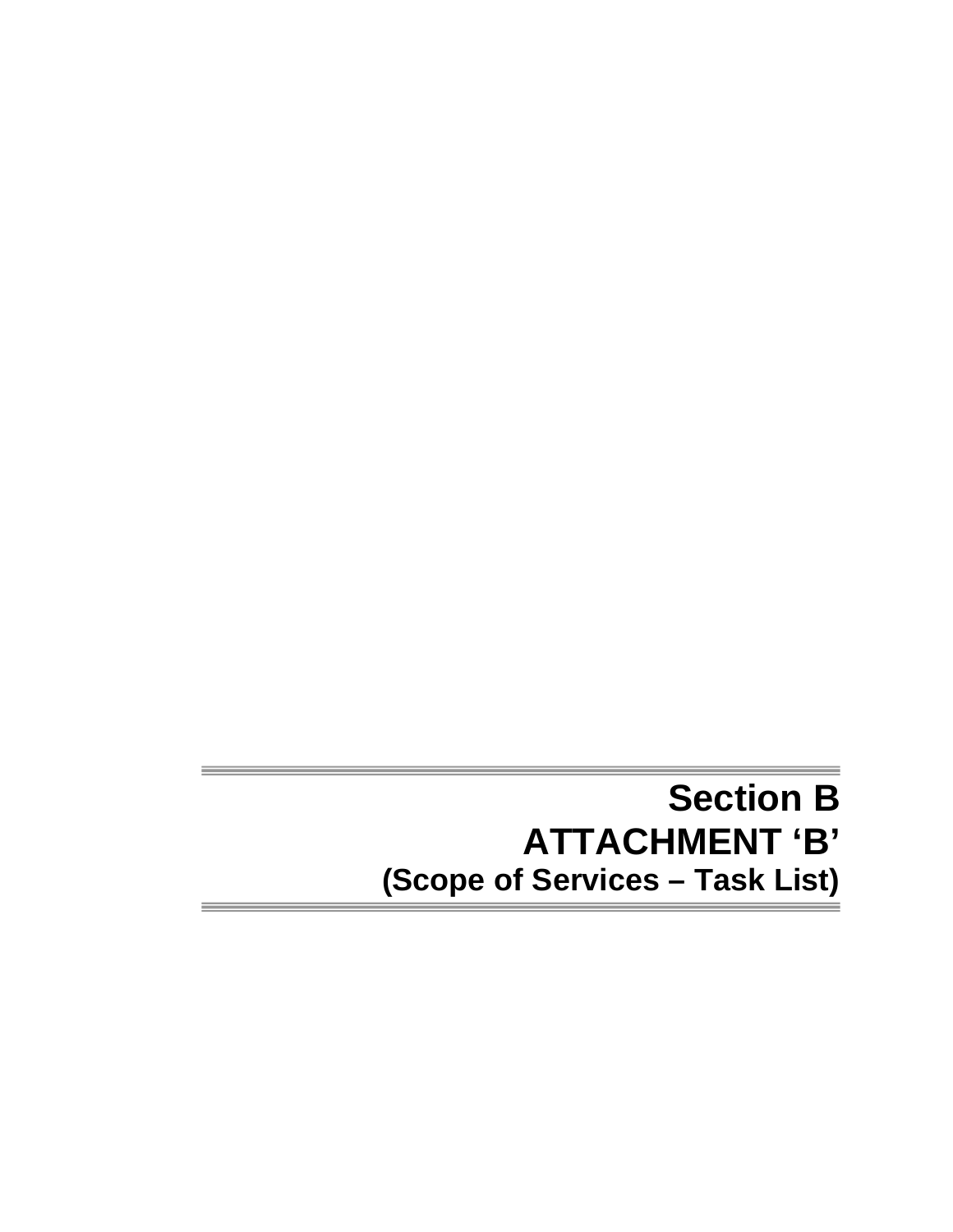# Section B
## ATTACHMENT ‘B’
### (Scope of Services – Task List)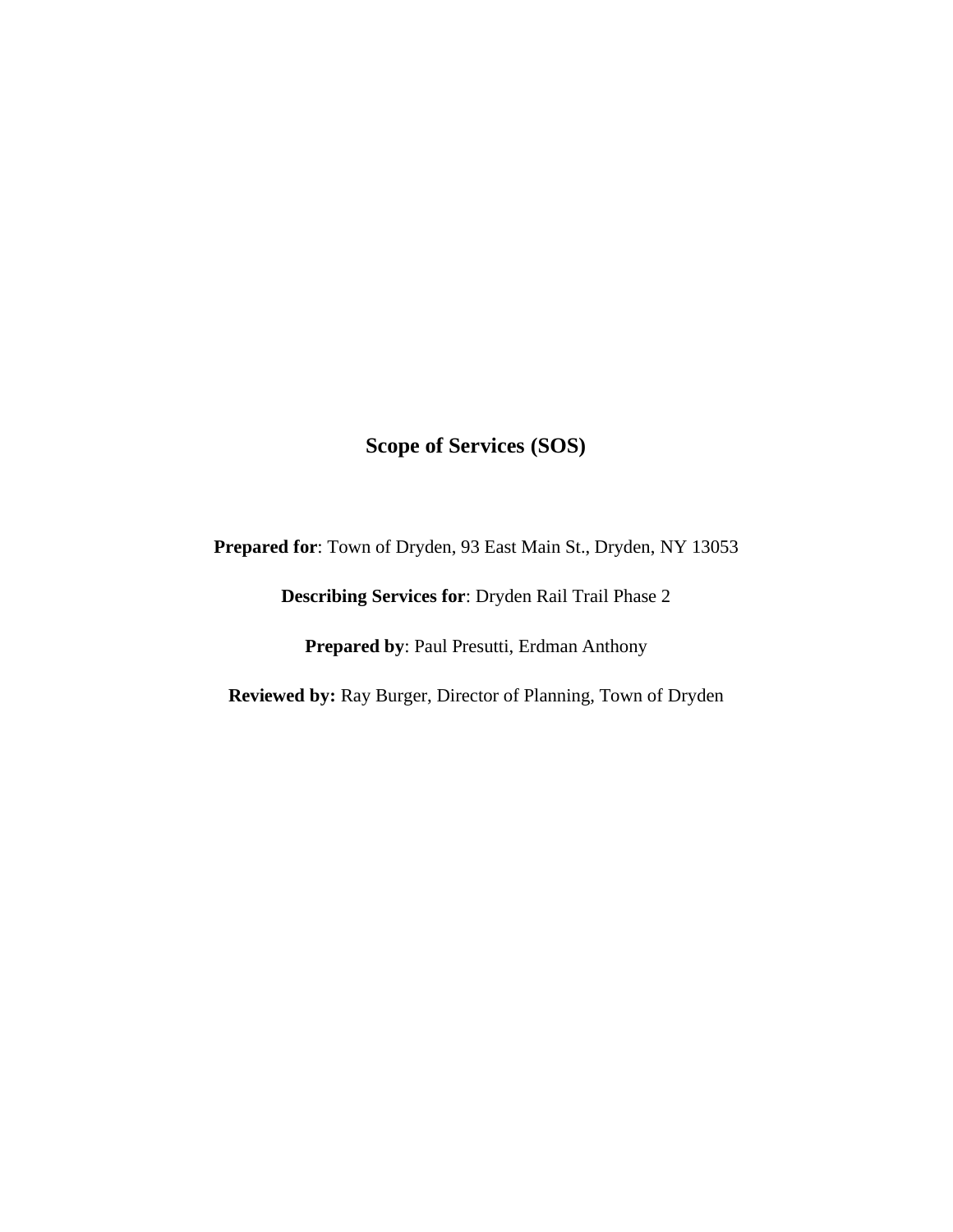# Scope of Services (SOS)

**Prepared for**: Town of Dryden, 93 East Main St., Dryden, NY 13053

**Describing Services for**: Dryden Rail Trail Phase 2

**Prepared by**: Paul Presutti, Erdman Anthony

**Reviewed by:** Ray Burger, Director of Planning, Town of Dryden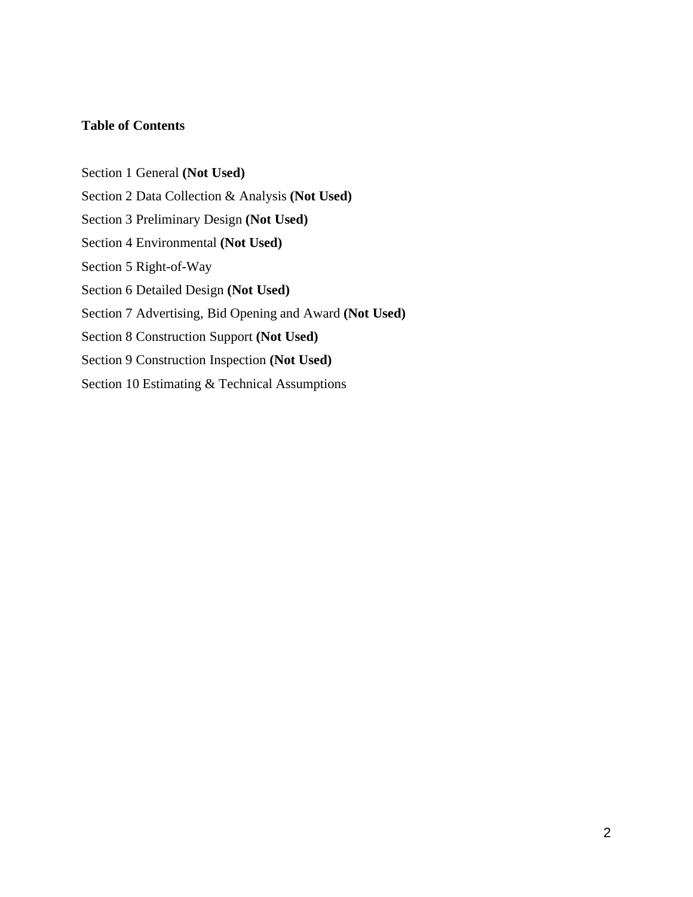**Table of Contents**

Section 1 General **(Not Used)**

Section 2 Data Collection & Analysis **(Not Used)**

Section 3 Preliminary Design **(Not Used)**

Section 4 Environmental **(Not Used)**

Section 5 Right-of-Way

Section 6 Detailed Design **(Not Used)**

Section 7 Advertising, Bid Opening and Award **(Not Used)**

Section 8 Construction Support **(Not Used)**

Section 9 Construction Inspection **(Not Used)**

Section 10 Estimating & Technical Assumptions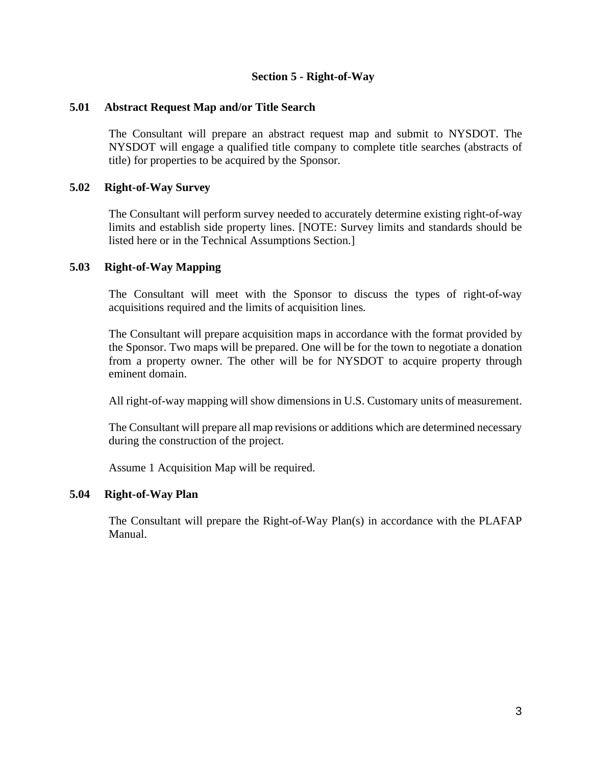## Section 5 - Right-of-Way

### 5.01 Abstract Request Map and/or Title Search

The Consultant will prepare an abstract request map and submit to NYSDOT. The NYSDOT will engage a qualified title company to complete title searches (abstracts of title) for properties to be acquired by the Sponsor.

### 5.02 Right-of-Way Survey

The Consultant will perform survey needed to accurately determine existing right-of-way limits and establish side property lines. [NOTE: Survey limits and standards should be listed here or in the Technical Assumptions Section.]

### 5.03 Right-of-Way Mapping

The Consultant will meet with the Sponsor to discuss the types of right-of-way acquisitions required and the limits of acquisition lines.

The Consultant will prepare acquisition maps in accordance with the format provided by the Sponsor. Two maps will be prepared. One will be for the town to negotiate a donation from a property owner. The other will be for NYSDOT to acquire property through eminent domain.

All right-of-way mapping will show dimensions in U.S. Customary units of measurement.

The Consultant will prepare all map revisions or additions which are determined necessary during the construction of the project.

Assume 1 Acquisition Map will be required.

### 5.04 Right-of-Way Plan

The Consultant will prepare the Right-of-Way Plan(s) in accordance with the PLAFAP Manual.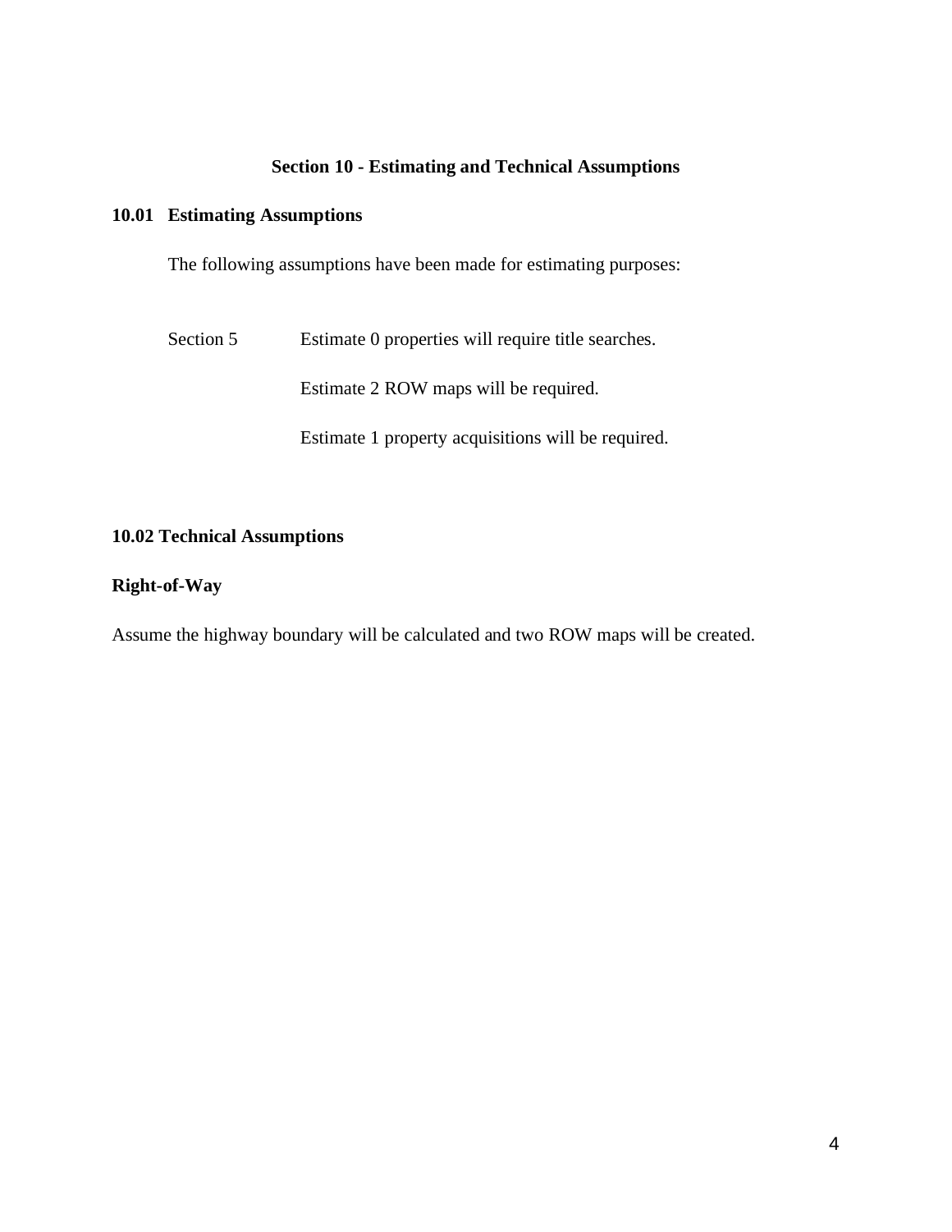# Section 10 - Estimating and Technical Assumptions

## 10.01 Estimating Assumptions

The following assumptions have been made for estimating purposes:

| | |
|---|---|
| Section 5 | Estimate 0 properties will require title searches. |
| | Estimate 2 ROW maps will be required. |
| | Estimate 1 property acquisitions will be required. |

## 10.02 Technical Assumptions

**Right-of-Way**

Assume the highway boundary will be calculated and two ROW maps will be created.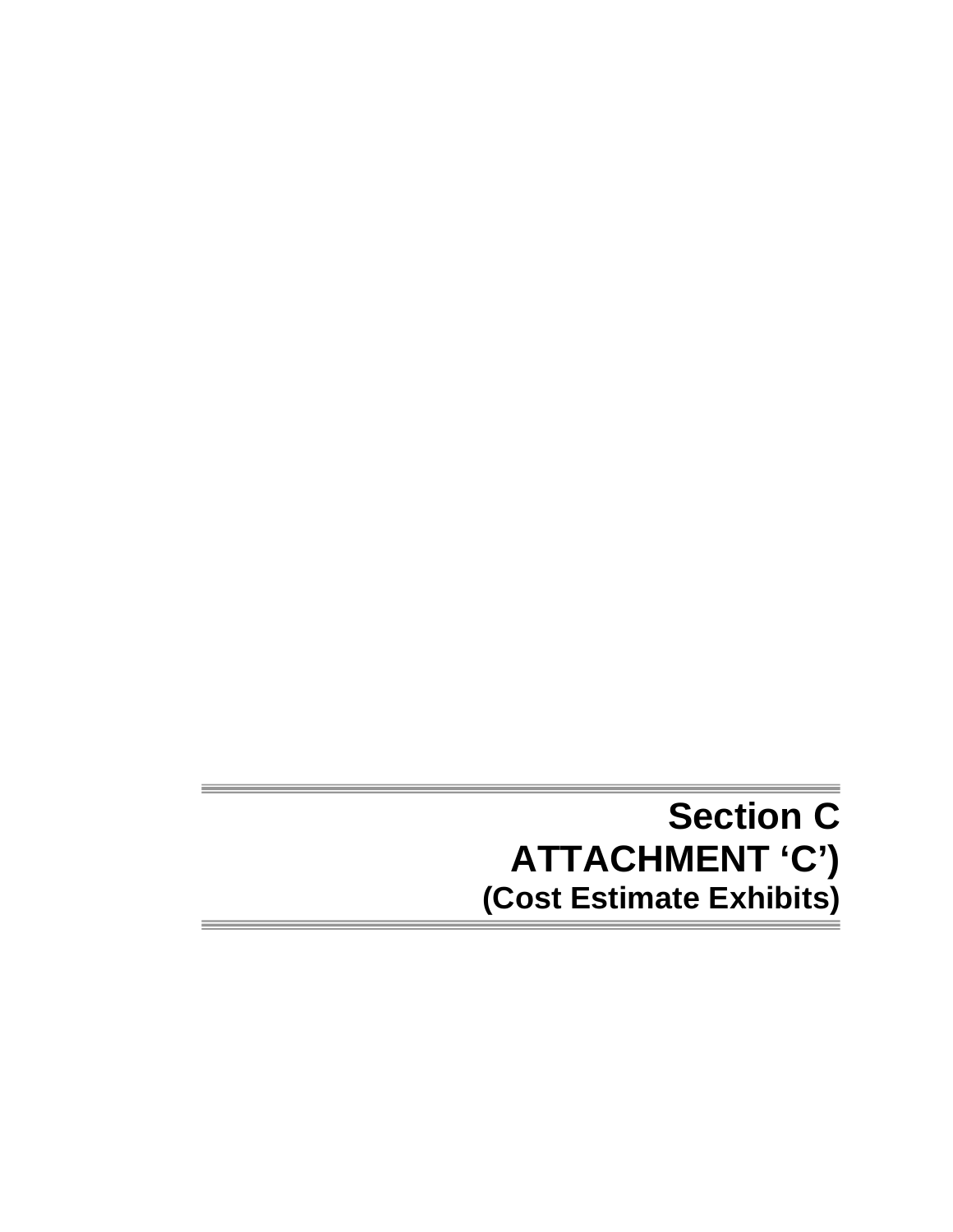# Section C
## ATTACHMENT 'C')
### (Cost Estimate Exhibits)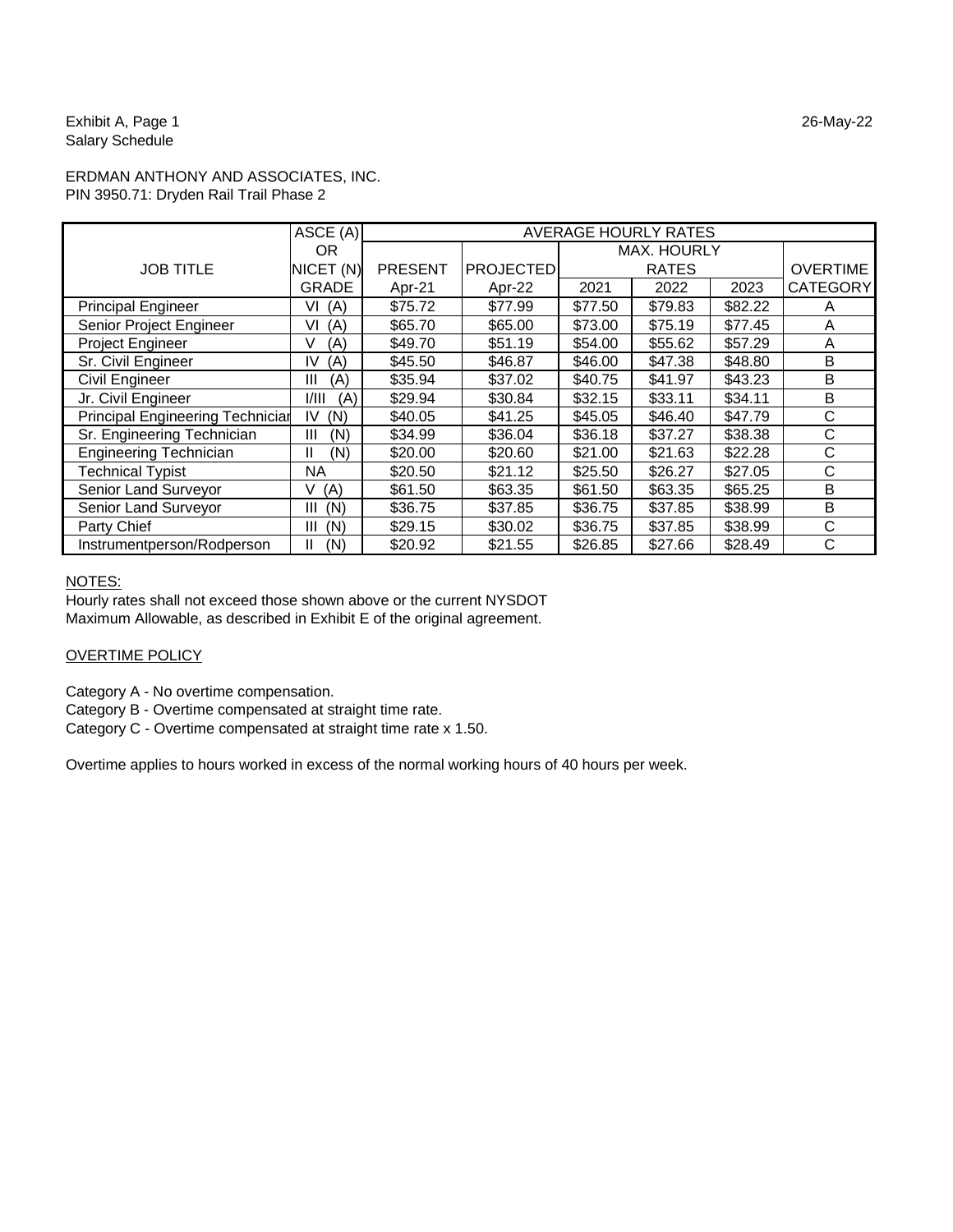Exhibit A, Page 1
Salary Schedule

26-May-22

ERDMAN ANTHONY AND ASSOCIATES, INC.
PIN 3950.71: Dryden Rail Trail Phase 2

| JOB TITLE | ASCE (A) OR NICET (N) GRADE | AVERAGE HOURLY RATES | | | | | |
|---|---|---|---|---|---|---|---|
| | | PRESENT Apr-21 | PROJECTED Apr-22 | MAX. HOURLY RATES 2021 | 2022 | 2023 | OVERTIME CATEGORY |
| Principal Engineer | VI (A) | $75.72 | $77.99 | $77.50 | $79.83 | $82.22 | A |
| Senior Project Engineer | VI (A) | $65.70 | $65.00 | $73.00 | $75.19 | $77.45 | A |
| Project Engineer | V (A) | $49.70 | $51.19 | $54.00 | $55.62 | $57.29 | A |
| Sr. Civil Engineer | IV (A) | $45.50 | $46.87 | $46.00 | $47.38 | $48.80 | B |
| Civil Engineer | III (A) | $35.94 | $37.02 | $40.75 | $41.97 | $43.23 | B |
| Jr. Civil Engineer | I/III (A) | $29.94 | $30.84 | $32.15 | $33.11 | $34.11 | B |
| Principal Engineering Technician | IV (N) | $40.05 | $41.25 | $45.05 | $46.40 | $47.79 | C |
| Sr. Engineering Technician | III (N) | $34.99 | $36.04 | $36.18 | $37.27 | $38.38 | C |
| Engineering Technician | II (N) | $20.00 | $20.60 | $21.00 | $21.63 | $22.28 | C |
| Technical Typist | NA | $20.50 | $21.12 | $25.50 | $26.27 | $27.05 | C |
| Senior Land Surveyor | V (A) | $61.50 | $63.35 | $61.50 | $63.35 | $65.25 | B |
| Senior Land Surveyor | III (N) | $36.75 | $37.85 | $36.75 | $37.85 | $38.99 | B |
| Party Chief | III (N) | $29.15 | $30.02 | $36.75 | $37.85 | $38.99 | C |
| Instrumentperson/Rodperson | II (N) | $20.92 | $21.55 | $26.85 | $27.66 | $28.49 | C |

NOTES:

Hourly rates shall not exceed those shown above or the current NYSDOT Maximum Allowable, as described in Exhibit E of the original agreement.

OVERTIME POLICY

Category A - No overtime compensation.
Category B - Overtime compensated at straight time rate.
Category C - Overtime compensated at straight time rate x 1.50.

Overtime applies to hours worked in excess of the normal working hours of 40 hours per week.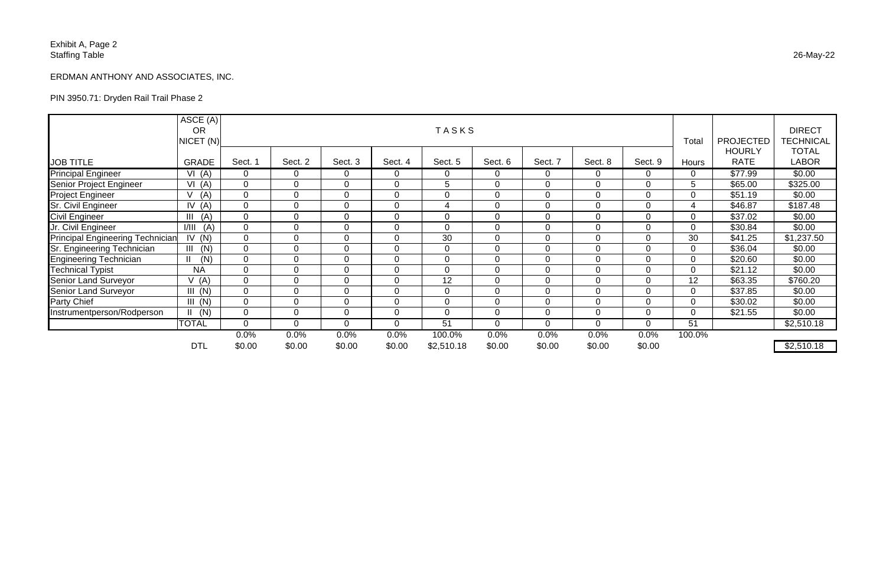Exhibit A, Page 2
Staffing Table

26-May-22

ERDMAN ANTHONY AND ASSOCIATES, INC.

PIN 3950.71: Dryden Rail Trail Phase 2

| JOB TITLE | ASCE (A) OR NICET (N) GRADE | TASKS Sect. 1 | Sect. 2 | Sect. 3 | Sect. 4 | Sect. 5 | Sect. 6 | Sect. 7 | Sect. 8 | Sect. 9 | Total Hours | PROJECTED HOURLY RATE | DIRECT TECHNICAL TOTAL LABOR |
|---|---|---|---|---|---|---|---|---|---|---|---|---|---|
| Principal Engineer | VI (A) | 0 | 0 | 0 | 0 | 0 | 0 | 0 | 0 | 0 | 0 | $77.99 | $0.00 |
| Senior Project Engineer | VI (A) | 0 | 0 | 0 | 0 | 5 | 0 | 0 | 0 | 0 | 5 | $65.00 | $325.00 |
| Project Engineer | V (A) | 0 | 0 | 0 | 0 | 0 | 0 | 0 | 0 | 0 | 0 | $51.19 | $0.00 |
| Sr. Civil Engineer | IV (A) | 0 | 0 | 0 | 0 | 4 | 0 | 0 | 0 | 0 | 4 | $46.87 | $187.48 |
| Civil Engineer | III (A) | 0 | 0 | 0 | 0 | 0 | 0 | 0 | 0 | 0 | 0 | $37.02 | $0.00 |
| Jr. Civil Engineer | I/III (A) | 0 | 0 | 0 | 0 | 0 | 0 | 0 | 0 | 0 | 0 | $30.84 | $0.00 |
| Principal Engineering Technician | IV (N) | 0 | 0 | 0 | 0 | 30 | 0 | 0 | 0 | 0 | 30 | $41.25 | $1,237.50 |
| Sr. Engineering Technician | III (N) | 0 | 0 | 0 | 0 | 0 | 0 | 0 | 0 | 0 | 0 | $36.04 | $0.00 |
| Engineering Technician | II (N) | 0 | 0 | 0 | 0 | 0 | 0 | 0 | 0 | 0 | 0 | $20.60 | $0.00 |
| Technical Typist | NA | 0 | 0 | 0 | 0 | 0 | 0 | 0 | 0 | 0 | 0 | $21.12 | $0.00 |
| Senior Land Surveyor | V (A) | 0 | 0 | 0 | 0 | 12 | 0 | 0 | 0 | 0 | 12 | $63.35 | $760.20 |
| Senior Land Surveyor | III (N) | 0 | 0 | 0 | 0 | 0 | 0 | 0 | 0 | 0 | 0 | $37.85 | $0.00 |
| Party Chief | III (N) | 0 | 0 | 0 | 0 | 0 | 0 | 0 | 0 | 0 | 0 | $30.02 | $0.00 |
| Instrumentperson/Rodperson | II (N) | 0 | 0 | 0 | 0 | 0 | 0 | 0 | 0 | 0 | 0 | $21.55 | $0.00 |
| | TOTAL | 0 | 0 | 0 | 0 | 51 | 0 | 0 | 0 | 0 | 51 | | $2,510.18 |
| | | 0.0% | 0.0% | 0.0% | 0.0% | 100.0% | 0.0% | 0.0% | 0.0% | 0.0% | 100.0% | | |
| | DTL | $0.00 | $0.00 | $0.00 | $0.00 | $2,510.18 | $0.00 | $0.00 | $0.00 | $0.00 | | | $2,510.18 |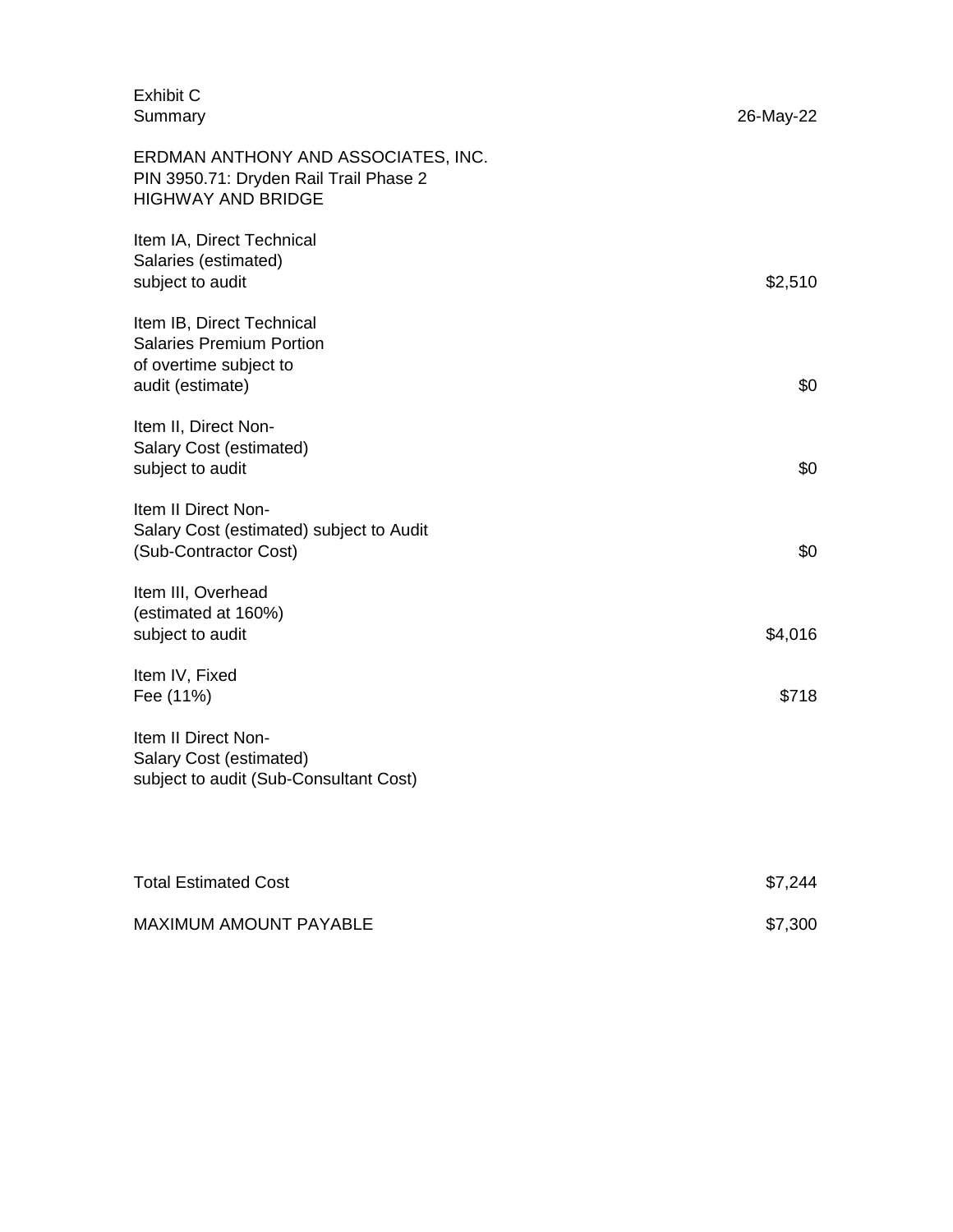Exhibit C
Summary 26-May-22

ERDMAN ANTHONY AND ASSOCIATES, INC.
PIN 3950.71: Dryden Rail Trail Phase 2
HIGHWAY AND BRIDGE

| Item | Amount |
|---|---|
| Item IA, Direct Technical Salaries (estimated) subject to audit | $2,510 |
| Item IB, Direct Technical Salaries Premium Portion of overtime subject to audit (estimate) | $0 |
| Item II, Direct Non-Salary Cost (estimated) subject to audit | $0 |
| Item II Direct Non-Salary Cost (estimated) subject to Audit (Sub-Contractor Cost) | $0 |
| Item III, Overhead (estimated at 160%) subject to audit | $4,016 |
| Item IV, Fixed Fee (11%) | $718 |
| Item II Direct Non-Salary Cost (estimated) subject to audit (Sub-Consultant Cost) | |
| Total Estimated Cost | $7,244 |
| MAXIMUM AMOUNT PAYABLE | $7,300 |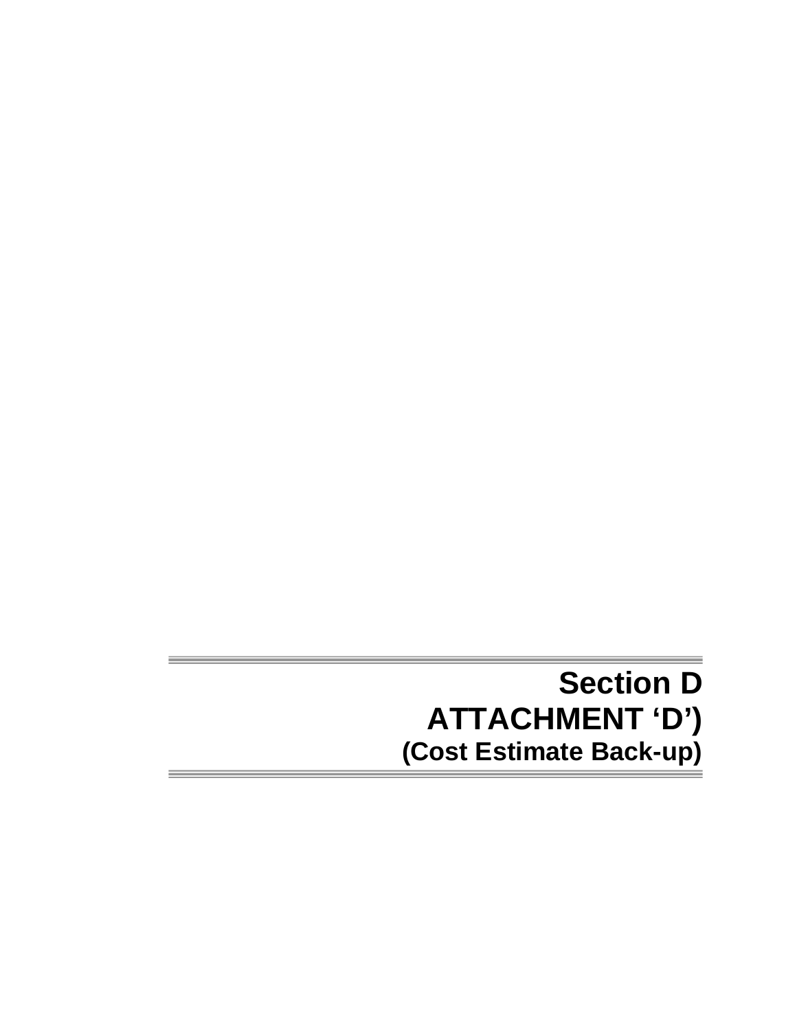# Section D
# ATTACHMENT ‘D’)
## (Cost Estimate Back-up)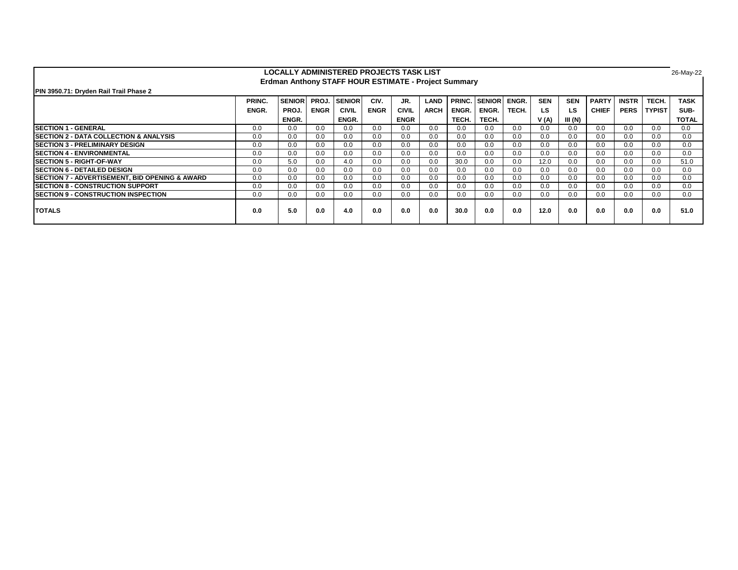**LOCALLY ADMINISTERED PROJECTS TASK LIST**

**Erdman Anthony STAFF HOUR ESTIMATE - Project Summary**

26-May-22

**PIN 3950.71: Dryden Rail Trail Phase 2**

| | PRINC. ENGR. | SENIOR PROJ. ENGR. | PROJ. ENGR | SENIOR CIVIL ENGR. | CIV. ENGR | JR. CIVIL ENGR | LAND ARCH | PRINC. ENGR. TECH. | SENIOR ENGR. TECH. | ENGR. TECH. | SEN LS V (A) | SEN LS III (N) | PARTY CHIEF | INSTR PERS | TECH. TYPIST | TASK SUB-TOTAL |
|---|---|---|---|---|---|---|---|---|---|---|---|---|---|---|---|---|
| **SECTION 1 - GENERAL** | 0.0 | 0.0 | 0.0 | 0.0 | 0.0 | 0.0 | 0.0 | 0.0 | 0.0 | 0.0 | 0.0 | 0.0 | 0.0 | 0.0 | 0.0 | 0.0 |
| **SECTION 2 - DATA COLLECTION & ANALYSIS** | 0.0 | 0.0 | 0.0 | 0.0 | 0.0 | 0.0 | 0.0 | 0.0 | 0.0 | 0.0 | 0.0 | 0.0 | 0.0 | 0.0 | 0.0 | 0.0 |
| **SECTION 3 - PRELIMINARY DESIGN** | 0.0 | 0.0 | 0.0 | 0.0 | 0.0 | 0.0 | 0.0 | 0.0 | 0.0 | 0.0 | 0.0 | 0.0 | 0.0 | 0.0 | 0.0 | 0.0 |
| **SECTION 4 - ENVIRONMENTAL** | 0.0 | 0.0 | 0.0 | 0.0 | 0.0 | 0.0 | 0.0 | 0.0 | 0.0 | 0.0 | 0.0 | 0.0 | 0.0 | 0.0 | 0.0 | 0.0 |
| **SECTION 5 - RIGHT-OF-WAY** | 0.0 | 5.0 | 0.0 | 4.0 | 0.0 | 0.0 | 0.0 | 30.0 | 0.0 | 0.0 | 12.0 | 0.0 | 0.0 | 0.0 | 0.0 | 51.0 |
| **SECTION 6 - DETAILED DESIGN** | 0.0 | 0.0 | 0.0 | 0.0 | 0.0 | 0.0 | 0.0 | 0.0 | 0.0 | 0.0 | 0.0 | 0.0 | 0.0 | 0.0 | 0.0 | 0.0 |
| **SECTION 7 - ADVERTISEMENT, BID OPENING & AWARD** | 0.0 | 0.0 | 0.0 | 0.0 | 0.0 | 0.0 | 0.0 | 0.0 | 0.0 | 0.0 | 0.0 | 0.0 | 0.0 | 0.0 | 0.0 | 0.0 |
| **SECTION 8 - CONSTRUCTION SUPPORT** | 0.0 | 0.0 | 0.0 | 0.0 | 0.0 | 0.0 | 0.0 | 0.0 | 0.0 | 0.0 | 0.0 | 0.0 | 0.0 | 0.0 | 0.0 | 0.0 |
| **SECTION 9 - CONSTRUCTION INSPECTION** | 0.0 | 0.0 | 0.0 | 0.0 | 0.0 | 0.0 | 0.0 | 0.0 | 0.0 | 0.0 | 0.0 | 0.0 | 0.0 | 0.0 | 0.0 | 0.0 |
| **TOTALS** | **0.0** | **5.0** | **0.0** | **4.0** | **0.0** | **0.0** | **0.0** | **30.0** | **0.0** | **0.0** | **12.0** | **0.0** | **0.0** | **0.0** | **0.0** | **51.0** |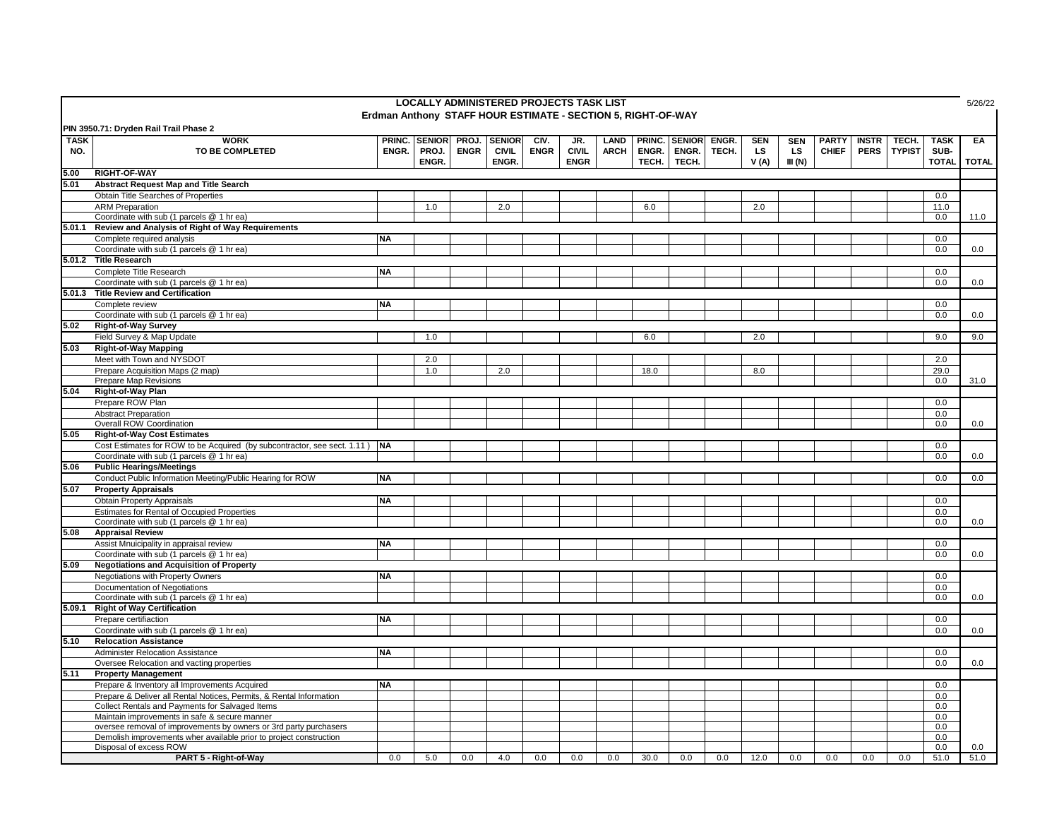# LOCALLY ADMINISTERED PROJECTS TASK LIST

## Erdman Anthony STAFF HOUR ESTIMATE - SECTION 5, RIGHT-OF-WAY

5/26/22

PIN 3950.71: Dryden Rail Trail Phase 2

| TASK NO. | WORK TO BE COMPLETED | PRINC. ENGR. | SENIOR PROJ. ENGR. | PROJ. ENGR | SENIOR CIVIL ENGR. | CIV. ENGR | JR. CIVIL ENGR | LAND ARCH | PRINC. ENGR. TECH. | SENIOR ENGR. TECH. | ENGR. TECH. | SEN LS V (A) | SEN LS III (N) | PARTY CHIEF | INSTR PERS | TECH. TYPIST | TASK SUB-TOTAL | EA TOTAL |
|---|---|---|---|---|---|---|---|---|---|---|---|---|---|---|---|---|---|---|
| 5.00 | **RIGHT-OF-WAY** | | | | | | | | | | | | | | | | | |
| 5.01 | **Abstract Request Map and Title Search** | | | | | | | | | | | | | | | | | |
| | Obtain Title Searches of Properties | | | | | | | | | | | | | | | | 0.0 | |
| | ARM Preparation | | 1.0 | | 2.0 | | | | 6.0 | | | 2.0 | | | | | 11.0 | |
| | Coordinate with sub (1 parcels @ 1 hr ea) | | | | | | | | | | | | | | | | 0.0 | 11.0 |
| 5.01.1 | **Review and Analysis of Right of Way Requirements** | | | | | | | | | | | | | | | | | |
| | Complete required analysis | NA | | | | | | | | | | | | | | | 0.0 | |
| | Coordinate with sub (1 parcels @ 1 hr ea) | | | | | | | | | | | | | | | | 0.0 | 0.0 |
| 5.01.2 | **Title Research** | | | | | | | | | | | | | | | | | |
| | Complete Title Research | NA | | | | | | | | | | | | | | | 0.0 | |
| | Coordinate with sub (1 parcels @ 1 hr ea) | | | | | | | | | | | | | | | | 0.0 | 0.0 |
| 5.01.3 | **Title Review and Certification** | | | | | | | | | | | | | | | | | |
| | Complete review | NA | | | | | | | | | | | | | | | 0.0 | |
| | Coordinate with sub (1 parcels @ 1 hr ea) | | | | | | | | | | | | | | | | 0.0 | 0.0 |
| 5.02 | **Right-of-Way Survey** | | | | | | | | | | | | | | | | | |
| | Field Survey & Map Update | | 1.0 | | | | | | 6.0 | | | 2.0 | | | | | 9.0 | 9.0 |
| 5.03 | **Right-of-Way Mapping** | | | | | | | | | | | | | | | | | |
| | Meet with Town and NYSDOT | | 2.0 | | | | | | | | | | | | | | 2.0 | |
| | Prepare Acquisition Maps (2 map) | | 1.0 | | 2.0 | | | | 18.0 | | | 8.0 | | | | | 29.0 | |
| | Prepare Map Revisions | | | | | | | | | | | | | | | | 0.0 | 31.0 |
| 5.04 | **Right-of-Way Plan** | | | | | | | | | | | | | | | | | |
| | Prepare ROW Plan | | | | | | | | | | | | | | | | 0.0 | |
| | Abstract Preparation | | | | | | | | | | | | | | | | 0.0 | |
| | Overall ROW Coordination | | | | | | | | | | | | | | | | 0.0 | 0.0 |
| 5.05 | **Right-of-Way Cost Estimates** | | | | | | | | | | | | | | | | | |
| | Cost Estimates for ROW to be Acquired (by subcontractor, see sect. 1.11 ) | NA | | | | | | | | | | | | | | | 0.0 | |
| | Coordinate with sub (1 parcels @ 1 hr ea) | | | | | | | | | | | | | | | | 0.0 | 0.0 |
| 5.06 | **Public Hearings/Meetings** | | | | | | | | | | | | | | | | | |
| | Conduct Public Information Meeting/Public Hearing for ROW | NA | | | | | | | | | | | | | | | 0.0 | 0.0 |
| 5.07 | **Property Appraisals** | | | | | | | | | | | | | | | | | |
| | Obtain Property Appraisals | NA | | | | | | | | | | | | | | | 0.0 | |
| | Estimates for Rental of Occupied Properties | | | | | | | | | | | | | | | | 0.0 | |
| | Coordinate with sub (1 parcels @ 1 hr ea) | | | | | | | | | | | | | | | | 0.0 | 0.0 |
| 5.08 | **Appraisal Review** | | | | | | | | | | | | | | | | | |
| | Assist Mnuicipality in appraisal review | NA | | | | | | | | | | | | | | | 0.0 | |
| | Coordinate with sub (1 parcels @ 1 hr ea) | | | | | | | | | | | | | | | | 0.0 | 0.0 |
| 5.09 | **Negotiations and Acquisition of Property** | | | | | | | | | | | | | | | | | |
| | Negotiations with Property Owners | NA | | | | | | | | | | | | | | | 0.0 | |
| | Documentation of Negotiations | | | | | | | | | | | | | | | | 0.0 | |
| | Coordinate with sub (1 parcels @ 1 hr ea) | | | | | | | | | | | | | | | | 0.0 | 0.0 |
| 5.09.1 | **Right of Way Certification** | | | | | | | | | | | | | | | | | |
| | Prepare certifiaction | NA | | | | | | | | | | | | | | | 0.0 | |
| | Coordinate with sub (1 parcels @ 1 hr ea) | | | | | | | | | | | | | | | | 0.0 | 0.0 |
| 5.10 | **Relocation Assistance** | | | | | | | | | | | | | | | | | |
| | Administer Relocation Assistance | NA | | | | | | | | | | | | | | | 0.0 | |
| | Oversee Relocation and vacting properties | | | | | | | | | | | | | | | | 0.0 | 0.0 |
| 5.11 | **Property Management** | | | | | | | | | | | | | | | | | |
| | Prepare & Inventory all Improvements Acquired | NA | | | | | | | | | | | | | | | 0.0 | |
| | Prepare & Deliver all Rental Notices, Permits, & Rental Information | | | | | | | | | | | | | | | | 0.0 | |
| | Collect Rentals and Payments for Salvaged Items | | | | | | | | | | | | | | | | 0.0 | |
| | Maintain improvements in safe & secure manner | | | | | | | | | | | | | | | | 0.0 | |
| | oversee removal of improvements by owners or 3rd party purchasers | | | | | | | | | | | | | | | | 0.0 | |
| | Demolish improvements wher available prior to project construction | | | | | | | | | | | | | | | | 0.0 | |
| | Disposal of excess ROW | | | | | | | | | | | | | | | | 0.0 | 0.0 |
| | **PART 5 - Right-of-Way** | 0.0 | 5.0 | 0.0 | 4.0 | 0.0 | 0.0 | 0.0 | 30.0 | 0.0 | 0.0 | 12.0 | 0.0 | 0.0 | 0.0 | 0.0 | 51.0 | 51.0 |